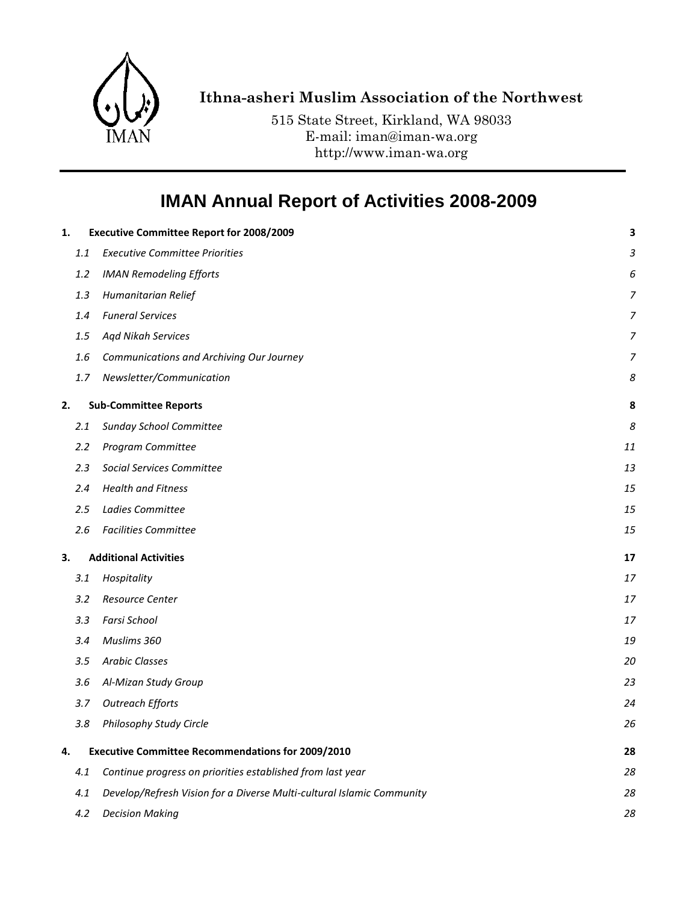**Ithna-asheri Muslim Association of the Northwest**

515 State Street, Kirkland, WA 98033
E-mail: iman@iman-wa.org
http://www.iman-wa.org

# IMAN Annual Report of Activities 2008-2009

| | | |
|---|---|---|
| **1.** | **Executive Committee Report for 2008/2009** | **3** |
| *1.1* | *Executive Committee Priorities* | *3* |
| *1.2* | *IMAN Remodeling Efforts* | *6* |
| *1.3* | *Humanitarian Relief* | *7* |
| *1.4* | *Funeral Services* | *7* |
| *1.5* | *Aqd Nikah Services* | *7* |
| *1.6* | *Communications and Archiving Our Journey* | *7* |
| *1.7* | *Newsletter/Communication* | *8* |
| **2.** | **Sub-Committee Reports** | **8** |
| *2.1* | *Sunday School Committee* | *8* |
| *2.2* | *Program Committee* | *11* |
| *2.3* | *Social Services Committee* | *13* |
| *2.4* | *Health and Fitness* | *15* |
| *2.5* | *Ladies Committee* | *15* |
| *2.6* | *Facilities Committee* | *15* |
| **3.** | **Additional Activities** | **17** |
| *3.1* | *Hospitality* | *17* |
| *3.2* | *Resource Center* | *17* |
| *3.3* | *Farsi School* | *17* |
| *3.4* | *Muslims 360* | *19* |
| *3.5* | *Arabic Classes* | *20* |
| *3.6* | *Al-Mizan Study Group* | *23* |
| *3.7* | *Outreach Efforts* | *24* |
| *3.8* | *Philosophy Study Circle* | *26* |
| **4.** | **Executive Committee Recommendations for 2009/2010** | **28** |
| *4.1* | *Continue progress on priorities established from last year* | *28* |
| *4.1* | *Develop/Refresh Vision for a Diverse Multi-cultural Islamic Community* | *28* |
| *4.2* | *Decision Making* | *28* |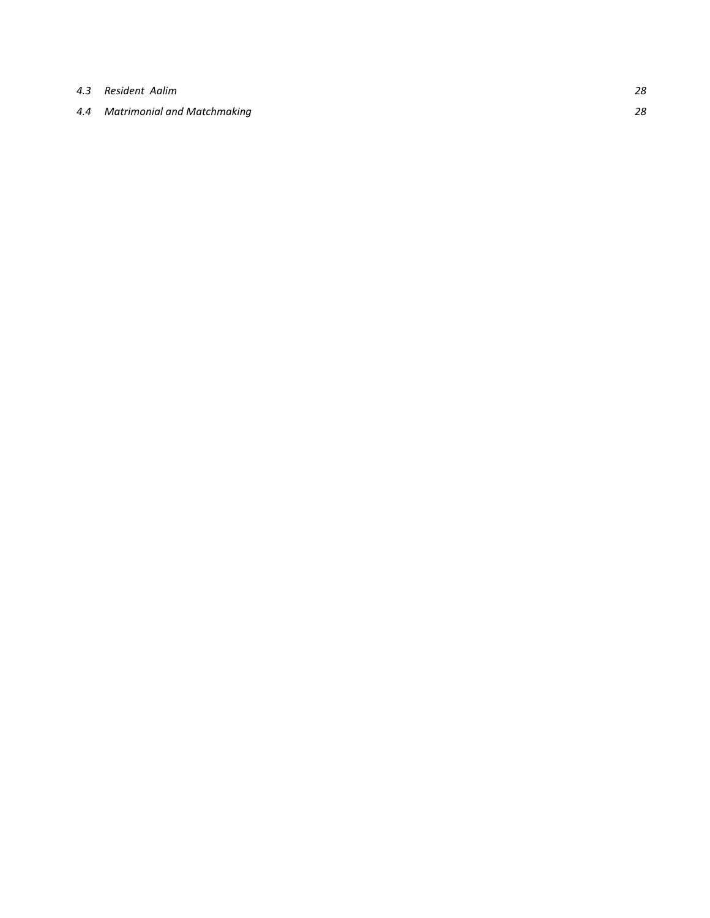*4.3 Resident Aalim* *28*

*4.4 Matrimonial and Matchmaking* *28*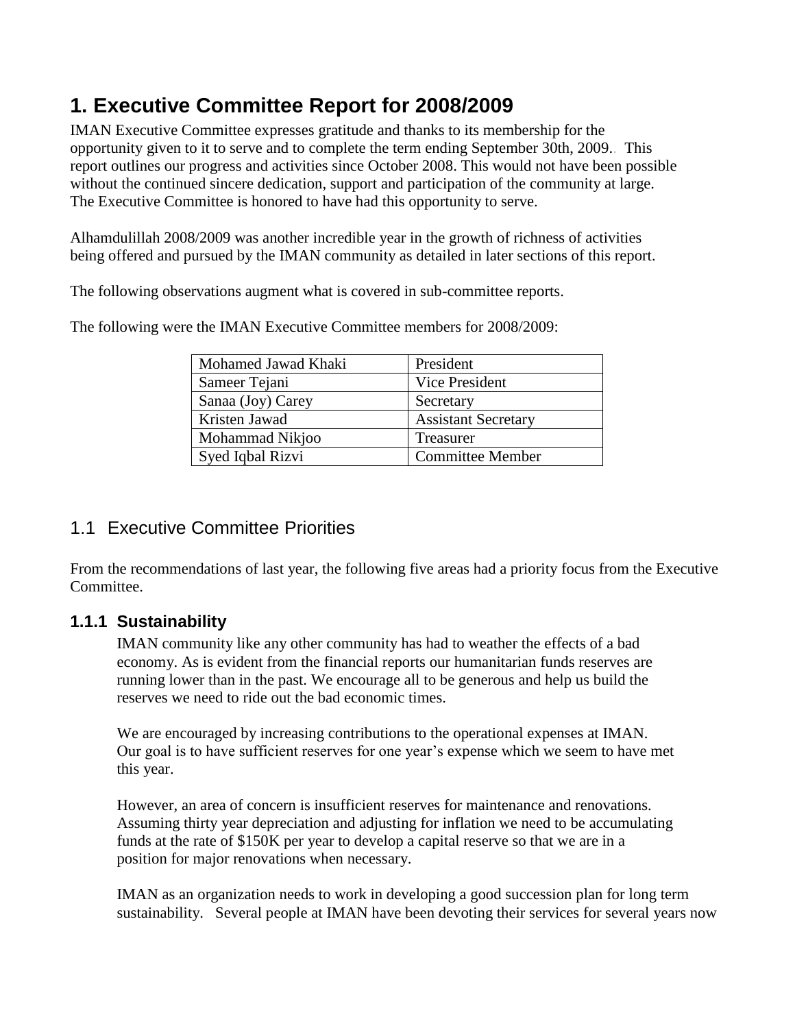# 1. Executive Committee Report for 2008/2009

IMAN Executive Committee expresses gratitude and thanks to its membership for the opportunity given to it to serve and to complete the term ending September 30th, 2009.. This report outlines our progress and activities since October 2008. This would not have been possible without the continued sincere dedication, support and participation of the community at large. The Executive Committee is honored to have had this opportunity to serve.

Alhamdulillah 2008/2009 was another incredible year in the growth of richness of activities being offered and pursued by the IMAN community as detailed in later sections of this report.

The following observations augment what is covered in sub-committee reports.

The following were the IMAN Executive Committee members for 2008/2009:

| Name | Position |
|---|---|
| Mohamed Jawad Khaki | President |
| Sameer Tejani | Vice President |
| Sanaa (Joy) Carey | Secretary |
| Kristen Jawad | Assistant Secretary |
| Mohammad Nikjoo | Treasurer |
| Syed Iqbal Rizvi | Committee Member |

## 1.1 Executive Committee Priorities

From the recommendations of last year, the following five areas had a priority focus from the Executive Committee.

### 1.1.1 Sustainability

IMAN community like any other community has had to weather the effects of a bad economy. As is evident from the financial reports our humanitarian funds reserves are running lower than in the past. We encourage all to be generous and help us build the reserves we need to ride out the bad economic times.

We are encouraged by increasing contributions to the operational expenses at IMAN. Our goal is to have sufficient reserves for one year's expense which we seem to have met this year.

However, an area of concern is insufficient reserves for maintenance and renovations. Assuming thirty year depreciation and adjusting for inflation we need to be accumulating funds at the rate of $150K per year to develop a capital reserve so that we are in a position for major renovations when necessary.

IMAN as an organization needs to work in developing a good succession plan for long term sustainability. Several people at IMAN have been devoting their services for several years now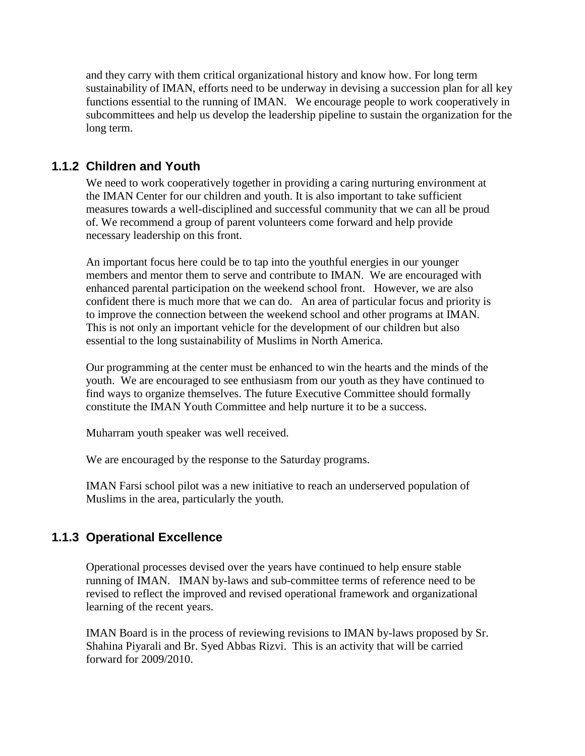and they carry with them critical organizational history and know how. For long term sustainability of IMAN, efforts need to be underway in devising a succession plan for all key functions essential to the running of IMAN. We encourage people to work cooperatively in subcommittees and help us develop the leadership pipeline to sustain the organization for the long term.

### 1.1.2 Children and Youth

We need to work cooperatively together in providing a caring nurturing environment at the IMAN Center for our children and youth. It is also important to take sufficient measures towards a well-disciplined and successful community that we can all be proud of. We recommend a group of parent volunteers come forward and help provide necessary leadership on this front.

An important focus here could be to tap into the youthful energies in our younger members and mentor them to serve and contribute to IMAN. We are encouraged with enhanced parental participation on the weekend school front. However, we are also confident there is much more that we can do. An area of particular focus and priority is to improve the connection between the weekend school and other programs at IMAN. This is not only an important vehicle for the development of our children but also essential to the long sustainability of Muslims in North America.

Our programming at the center must be enhanced to win the hearts and the minds of the youth. We are encouraged to see enthusiasm from our youth as they have continued to find ways to organize themselves. The future Executive Committee should formally constitute the IMAN Youth Committee and help nurture it to be a success.

Muharram youth speaker was well received.

We are encouraged by the response to the Saturday programs.

IMAN Farsi school pilot was a new initiative to reach an underserved population of Muslims in the area, particularly the youth.

### 1.1.3 Operational Excellence

Operational processes devised over the years have continued to help ensure stable running of IMAN. IMAN by-laws and sub-committee terms of reference need to be revised to reflect the improved and revised operational framework and organizational learning of the recent years.

IMAN Board is in the process of reviewing revisions to IMAN by-laws proposed by Sr. Shahina Piyarali and Br. Syed Abbas Rizvi. This is an activity that will be carried forward for 2009/2010.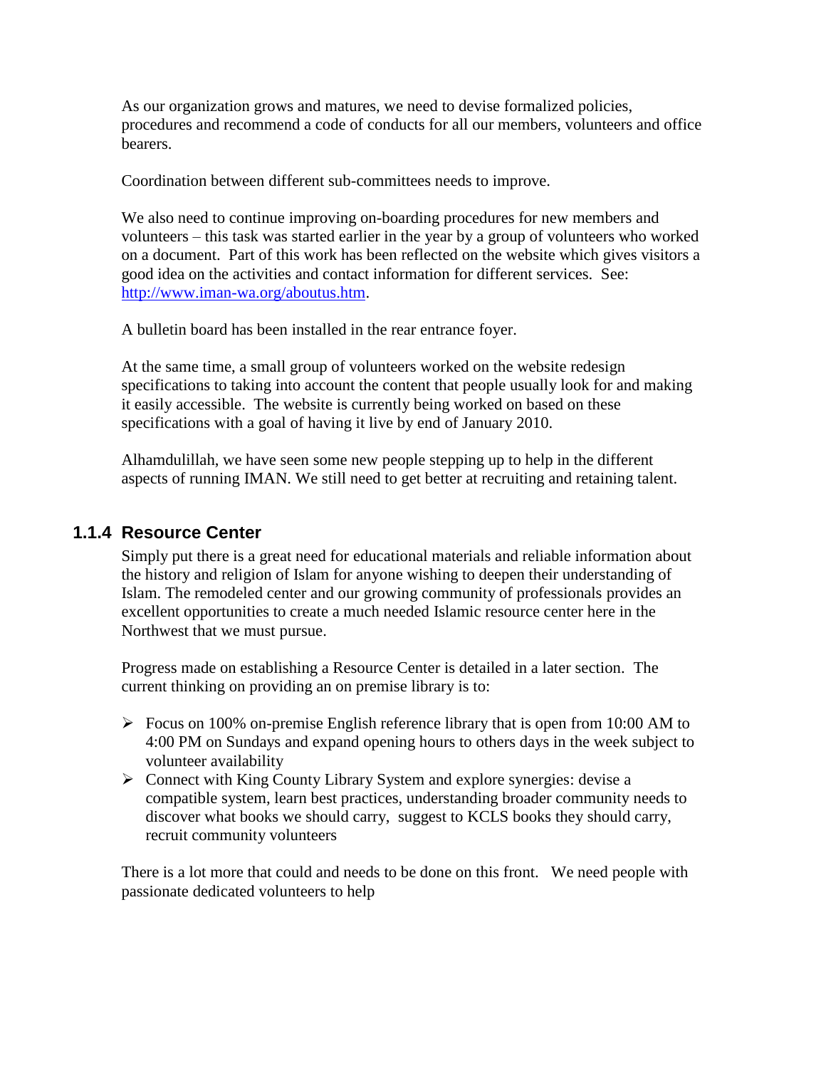As our organization grows and matures, we need to devise formalized policies, procedures and recommend a code of conducts for all our members, volunteers and office bearers.

Coordination between different sub-committees needs to improve.

We also need to continue improving on-boarding procedures for new members and volunteers – this task was started earlier in the year by a group of volunteers who worked on a document. Part of this work has been reflected on the website which gives visitors a good idea on the activities and contact information for different services. See: [http://www.iman-wa.org/aboutus.htm](http://www.iman-wa.org/aboutus.htm).

A bulletin board has been installed in the rear entrance foyer.

At the same time, a small group of volunteers worked on the website redesign specifications to taking into account the content that people usually look for and making it easily accessible. The website is currently being worked on based on these specifications with a goal of having it live by end of January 2010.

Alhamdulillah, we have seen some new people stepping up to help in the different aspects of running IMAN. We still need to get better at recruiting and retaining talent.

### 1.1.4 Resource Center

Simply put there is a great need for educational materials and reliable information about the history and religion of Islam for anyone wishing to deepen their understanding of Islam. The remodeled center and our growing community of professionals provides an excellent opportunities to create a much needed Islamic resource center here in the Northwest that we must pursue.

Progress made on establishing a Resource Center is detailed in a later section. The current thinking on providing an on premise library is to:

- Focus on 100% on-premise English reference library that is open from 10:00 AM to 4:00 PM on Sundays and expand opening hours to others days in the week subject to volunteer availability
- Connect with King County Library System and explore synergies: devise a compatible system, learn best practices, understanding broader community needs to discover what books we should carry, suggest to KCLS books they should carry, recruit community volunteers

There is a lot more that could and needs to be done on this front. We need people with passionate dedicated volunteers to help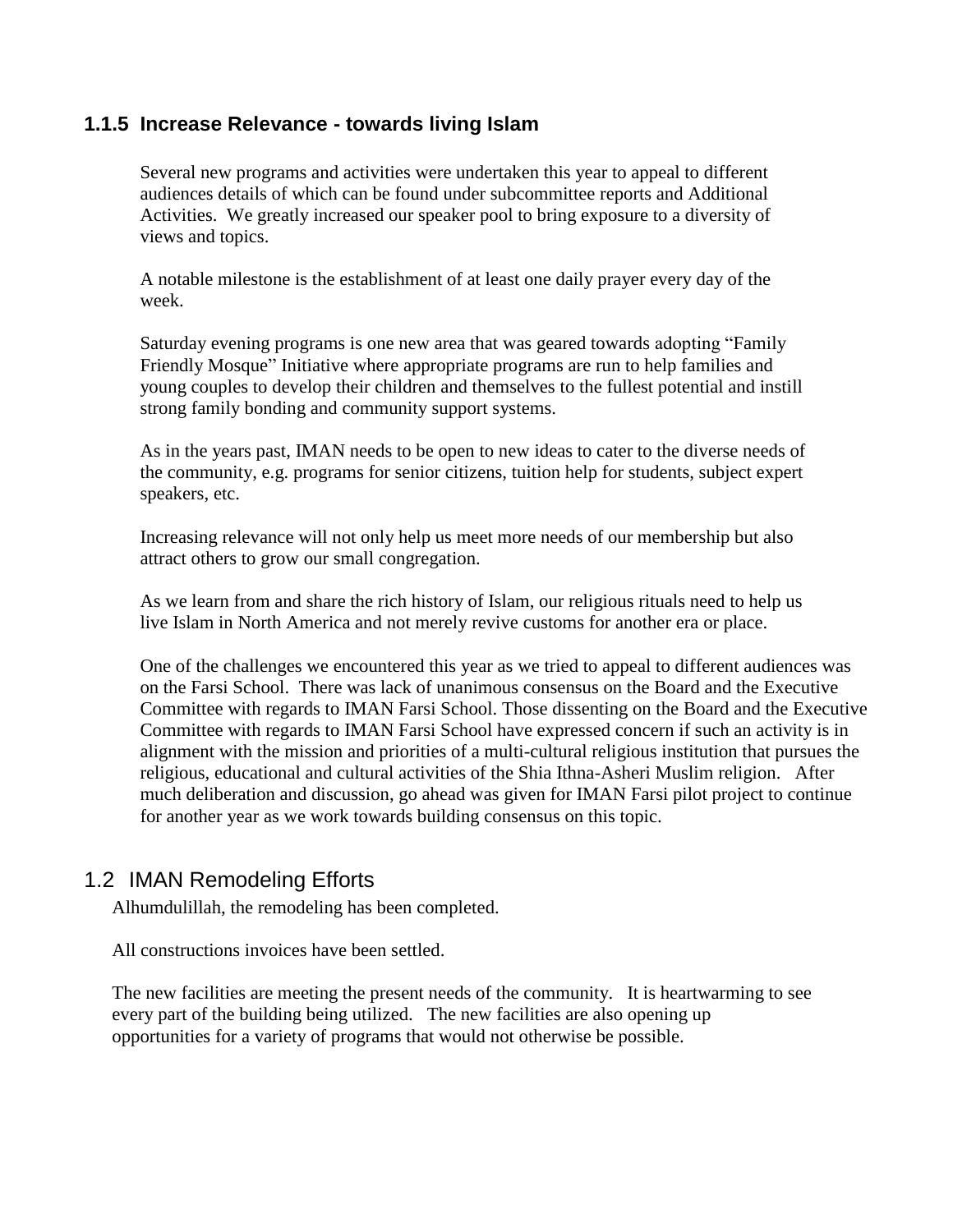### 1.1.5 Increase Relevance - towards living Islam

Several new programs and activities were undertaken this year to appeal to different audiences details of which can be found under subcommittee reports and Additional Activities. We greatly increased our speaker pool to bring exposure to a diversity of views and topics.

A notable milestone is the establishment of at least one daily prayer every day of the week.

Saturday evening programs is one new area that was geared towards adopting "Family Friendly Mosque" Initiative where appropriate programs are run to help families and young couples to develop their children and themselves to the fullest potential and instill strong family bonding and community support systems.

As in the years past, IMAN needs to be open to new ideas to cater to the diverse needs of the community, e.g. programs for senior citizens, tuition help for students, subject expert speakers, etc.

Increasing relevance will not only help us meet more needs of our membership but also attract others to grow our small congregation.

As we learn from and share the rich history of Islam, our religious rituals need to help us live Islam in North America and not merely revive customs for another era or place.

One of the challenges we encountered this year as we tried to appeal to different audiences was on the Farsi School. There was lack of unanimous consensus on the Board and the Executive Committee with regards to IMAN Farsi School. Those dissenting on the Board and the Executive Committee with regards to IMAN Farsi School have expressed concern if such an activity is in alignment with the mission and priorities of a multi-cultural religious institution that pursues the religious, educational and cultural activities of the Shia Ithna-Asheri Muslim religion. After much deliberation and discussion, go ahead was given for IMAN Farsi pilot project to continue for another year as we work towards building consensus on this topic.

## 1.2 IMAN Remodeling Efforts

Alhumdulillah, the remodeling has been completed.

All constructions invoices have been settled.

The new facilities are meeting the present needs of the community. It is heartwarming to see every part of the building being utilized. The new facilities are also opening up opportunities for a variety of programs that would not otherwise be possible.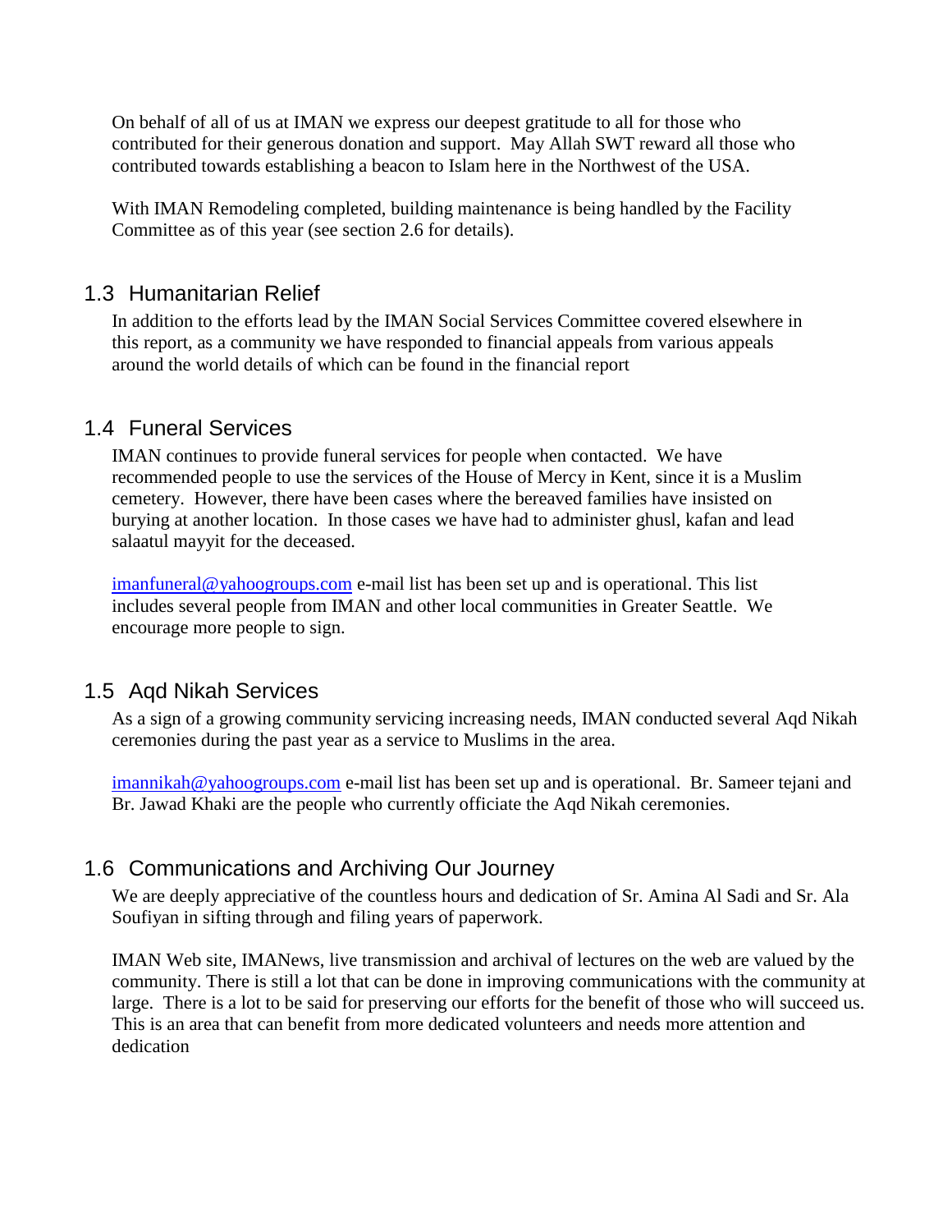On behalf of all of us at IMAN we express our deepest gratitude to all for those who contributed for their generous donation and support. May Allah SWT reward all those who contributed towards establishing a beacon to Islam here in the Northwest of the USA.

With IMAN Remodeling completed, building maintenance is being handled by the Facility Committee as of this year (see section 2.6 for details).

## 1.3 Humanitarian Relief

In addition to the efforts lead by the IMAN Social Services Committee covered elsewhere in this report, as a community we have responded to financial appeals from various appeals around the world details of which can be found in the financial report

## 1.4 Funeral Services

IMAN continues to provide funeral services for people when contacted. We have recommended people to use the services of the House of Mercy in Kent, since it is a Muslim cemetery. However, there have been cases where the bereaved families have insisted on burying at another location. In those cases we have had to administer ghusl, kafan and lead salaatul mayyit for the deceased.

imanfuneral@yahoogroups.com e-mail list has been set up and is operational. This list includes several people from IMAN and other local communities in Greater Seattle. We encourage more people to sign.

## 1.5 Aqd Nikah Services

As a sign of a growing community servicing increasing needs, IMAN conducted several Aqd Nikah ceremonies during the past year as a service to Muslims in the area.

imannikah@yahoogroups.com e-mail list has been set up and is operational. Br. Sameer tejani and Br. Jawad Khaki are the people who currently officiate the Aqd Nikah ceremonies.

## 1.6 Communications and Archiving Our Journey

We are deeply appreciative of the countless hours and dedication of Sr. Amina Al Sadi and Sr. Ala Soufiyan in sifting through and filing years of paperwork.

IMAN Web site, IMANews, live transmission and archival of lectures on the web are valued by the community. There is still a lot that can be done in improving communications with the community at large. There is a lot to be said for preserving our efforts for the benefit of those who will succeed us. This is an area that can benefit from more dedicated volunteers and needs more attention and dedication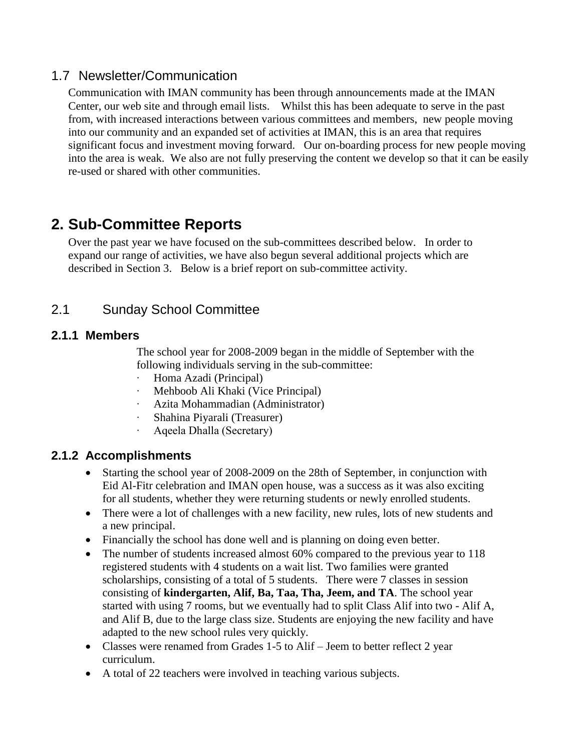## 1.7 Newsletter/Communication

Communication with IMAN community has been through announcements made at the IMAN Center, our web site and through email lists.   Whilst this has been adequate to serve in the past from, with increased interactions between various committees and members,  new people moving into our community and an expanded set of activities at IMAN, this is an area that requires significant focus and investment moving forward.   Our on-boarding process for new people moving into the area is weak.  We also are not fully preserving the content we develop so that it can be easily re-used or shared with other communities.

# 2. Sub-Committee Reports

Over the past year we have focused on the sub-committees described below.   In order to expand our range of activities, we have also begun several additional projects which are described in Section 3.   Below is a brief report on sub-committee activity.

## 2.1 Sunday School Committee

### 2.1.1 Members

The school year for 2008-2009 began in the middle of September with the following individuals serving in the sub-committee:

- Homa Azadi (Principal)
- Mehboob Ali Khaki (Vice Principal)
- Azita Mohammadian (Administrator)
- Shahina Piyarali (Treasurer)
- Aqeela Dhalla (Secretary)

### 2.1.2 Accomplishments

- Starting the school year of 2008-2009 on the 28th of September, in conjunction with Eid Al-Fitr celebration and IMAN open house, was a success as it was also exciting for all students, whether they were returning students or newly enrolled students.
- There were a lot of challenges with a new facility, new rules, lots of new students and a new principal.
- Financially the school has done well and is planning on doing even better.
- The number of students increased almost 60% compared to the previous year to 118 registered students with 4 students on a wait list. Two families were granted scholarships, consisting of a total of 5 students.   There were 7 classes in session consisting of **kindergarten, Alif, Ba, Taa, Tha, Jeem, and TA**. The school year started with using 7 rooms, but we eventually had to split Class Alif into two - Alif A, and Alif B, due to the large class size. Students are enjoying the new facility and have adapted to the new school rules very quickly.
- Classes were renamed from Grades 1-5 to Alif – Jeem to better reflect 2 year curriculum.
- A total of 22 teachers were involved in teaching various subjects.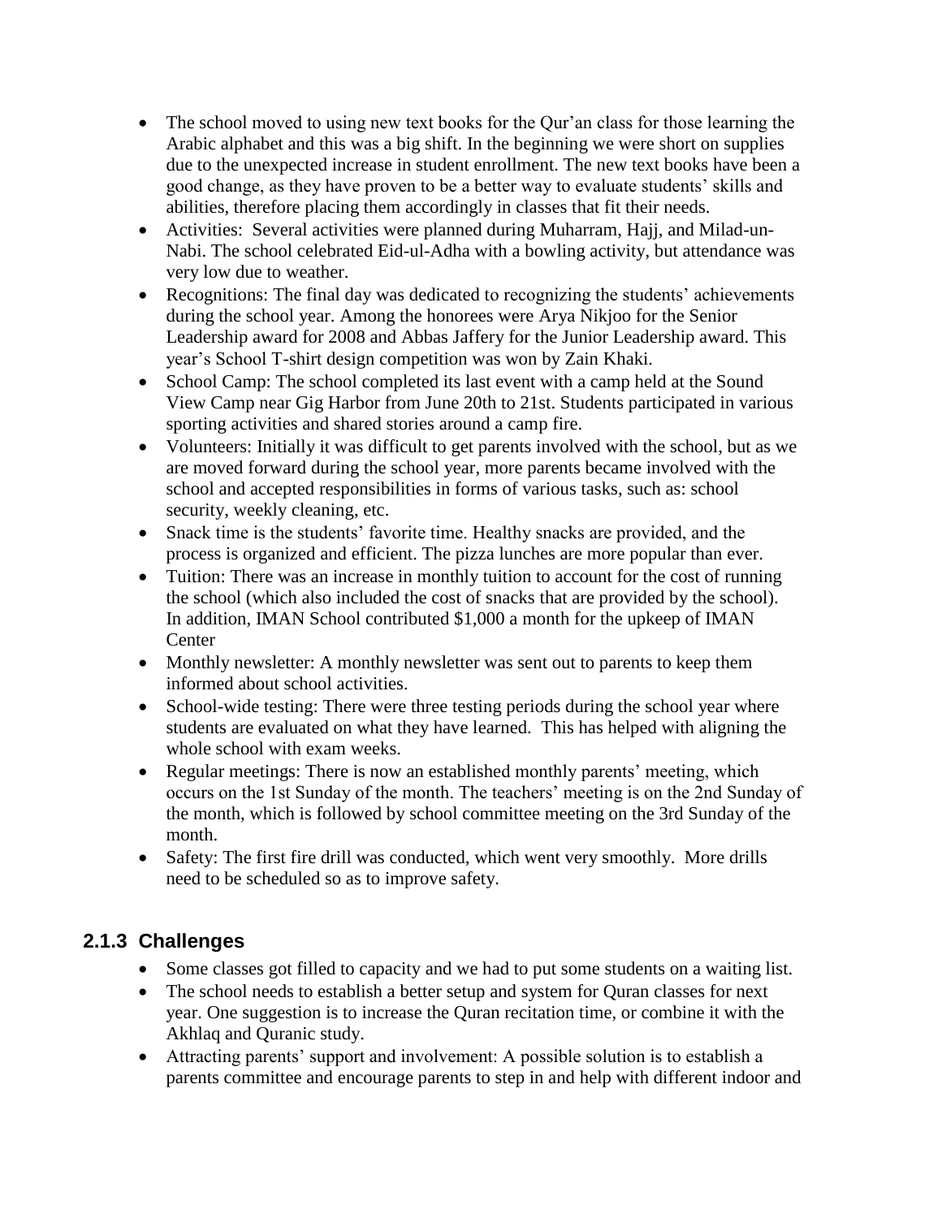- The school moved to using new text books for the Qur'an class for those learning the Arabic alphabet and this was a big shift. In the beginning we were short on supplies due to the unexpected increase in student enrollment. The new text books have been a good change, as they have proven to be a better way to evaluate students' skills and abilities, therefore placing them accordingly in classes that fit their needs.
- Activities: Several activities were planned during Muharram, Hajj, and Milad-un-Nabi. The school celebrated Eid-ul-Adha with a bowling activity, but attendance was very low due to weather.
- Recognitions: The final day was dedicated to recognizing the students' achievements during the school year. Among the honorees were Arya Nikjoo for the Senior Leadership award for 2008 and Abbas Jaffery for the Junior Leadership award. This year's School T-shirt design competition was won by Zain Khaki.
- School Camp: The school completed its last event with a camp held at the Sound View Camp near Gig Harbor from June 20th to 21st. Students participated in various sporting activities and shared stories around a camp fire.
- Volunteers: Initially it was difficult to get parents involved with the school, but as we are moved forward during the school year, more parents became involved with the school and accepted responsibilities in forms of various tasks, such as: school security, weekly cleaning, etc.
- Snack time is the students' favorite time. Healthy snacks are provided, and the process is organized and efficient. The pizza lunches are more popular than ever.
- Tuition: There was an increase in monthly tuition to account for the cost of running the school (which also included the cost of snacks that are provided by the school). In addition, IMAN School contributed $1,000 a month for the upkeep of IMAN Center
- Monthly newsletter: A monthly newsletter was sent out to parents to keep them informed about school activities.
- School-wide testing: There were three testing periods during the school year where students are evaluated on what they have learned. This has helped with aligning the whole school with exam weeks.
- Regular meetings: There is now an established monthly parents' meeting, which occurs on the 1st Sunday of the month. The teachers' meeting is on the 2nd Sunday of the month, which is followed by school committee meeting on the 3rd Sunday of the month.
- Safety: The first fire drill was conducted, which went very smoothly. More drills need to be scheduled so as to improve safety.

### 2.1.3 Challenges

- Some classes got filled to capacity and we had to put some students on a waiting list.
- The school needs to establish a better setup and system for Quran classes for next year. One suggestion is to increase the Quran recitation time, or combine it with the Akhlaq and Quranic study.
- Attracting parents' support and involvement: A possible solution is to establish a parents committee and encourage parents to step in and help with different indoor and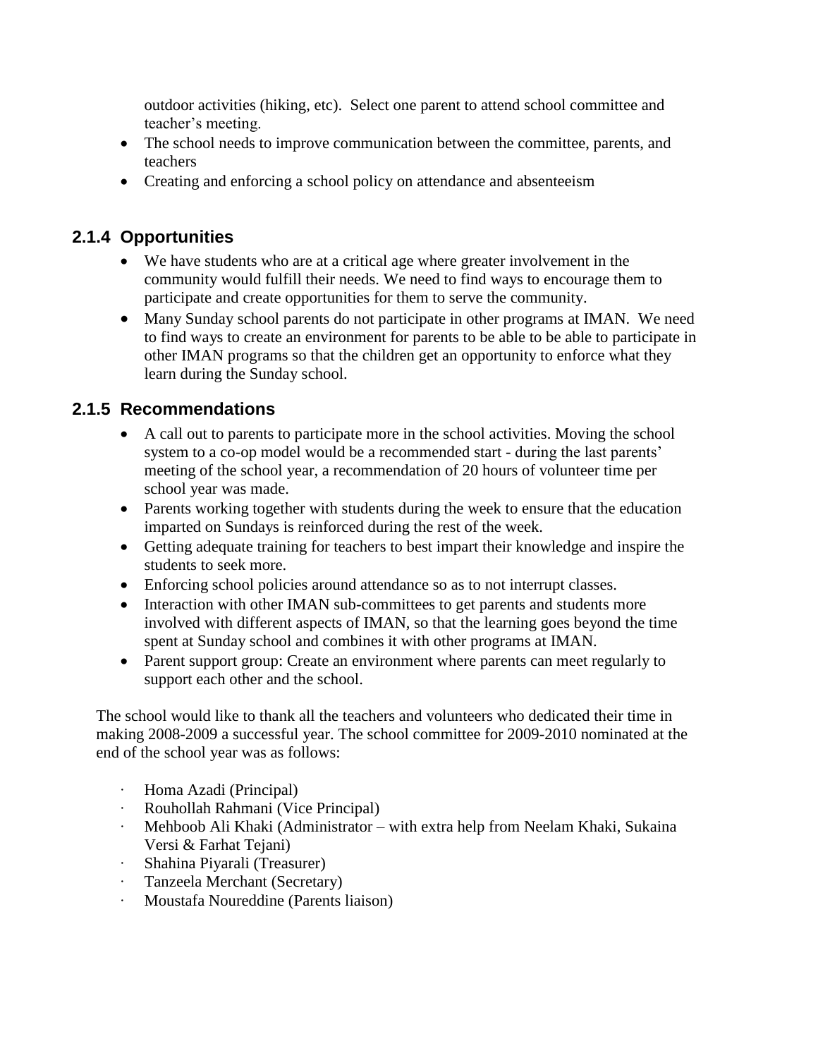outdoor activities (hiking, etc). Select one parent to attend school committee and teacher's meeting.

- The school needs to improve communication between the committee, parents, and teachers
- Creating and enforcing a school policy on attendance and absenteeism

### 2.1.4 Opportunities

- We have students who are at a critical age where greater involvement in the community would fulfill their needs. We need to find ways to encourage them to participate and create opportunities for them to serve the community.
- Many Sunday school parents do not participate in other programs at IMAN. We need to find ways to create an environment for parents to be able to be able to participate in other IMAN programs so that the children get an opportunity to enforce what they learn during the Sunday school.

### 2.1.5 Recommendations

- A call out to parents to participate more in the school activities. Moving the school system to a co-op model would be a recommended start - during the last parents' meeting of the school year, a recommendation of 20 hours of volunteer time per school year was made.
- Parents working together with students during the week to ensure that the education imparted on Sundays is reinforced during the rest of the week.
- Getting adequate training for teachers to best impart their knowledge and inspire the students to seek more.
- Enforcing school policies around attendance so as to not interrupt classes.
- Interaction with other IMAN sub-committees to get parents and students more involved with different aspects of IMAN, so that the learning goes beyond the time spent at Sunday school and combines it with other programs at IMAN.
- Parent support group: Create an environment where parents can meet regularly to support each other and the school.

The school would like to thank all the teachers and volunteers who dedicated their time in making 2008-2009 a successful year. The school committee for 2009-2010 nominated at the end of the school year was as follows:

- Homa Azadi (Principal)
- Rouhollah Rahmani (Vice Principal)
- Mehboob Ali Khaki (Administrator – with extra help from Neelam Khaki, Sukaina Versi & Farhat Tejani)
- Shahina Piyarali (Treasurer)
- Tanzeela Merchant (Secretary)
- Moustafa Noureddine (Parents liaison)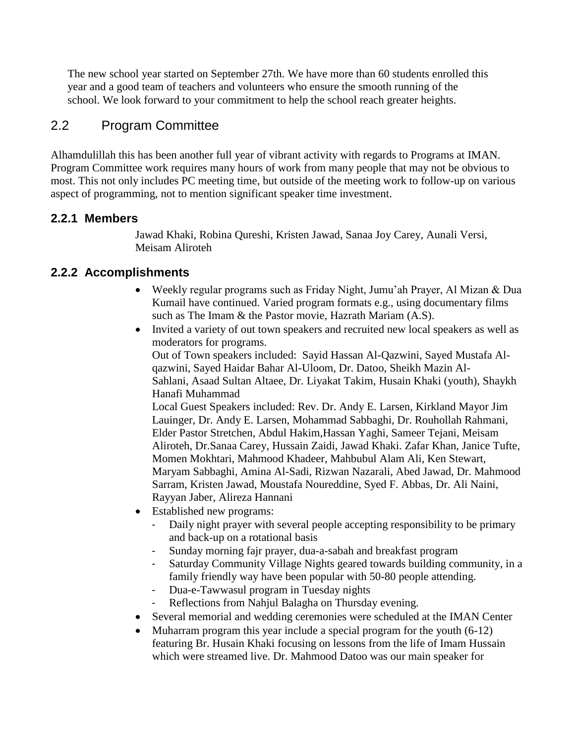The new school year started on September 27th. We have more than 60 students enrolled this year and a good team of teachers and volunteers who ensure the smooth running of the school. We look forward to your commitment to help the school reach greater heights.

## 2.2 Program Committee

Alhamdulillah this has been another full year of vibrant activity with regards to Programs at IMAN. Program Committee work requires many hours of work from many people that may not be obvious to most. This not only includes PC meeting time, but outside of the meeting work to follow-up on various aspect of programming, not to mention significant speaker time investment.

### 2.2.1 Members

Jawad Khaki, Robina Qureshi, Kristen Jawad, Sanaa Joy Carey, Aunali Versi, Meisam Aliroteh

### 2.2.2 Accomplishments

- Weekly regular programs such as Friday Night, Jumu'ah Prayer, Al Mizan & Dua Kumail have continued. Varied program formats e.g., using documentary films such as The Imam & the Pastor movie, Hazrath Mariam (A.S).
- Invited a variety of out town speakers and recruited new local speakers as well as moderators for programs.
  Out of Town speakers included: Sayid Hassan Al-Qazwini, Sayed Mustafa Al-qazwini, Sayed Haidar Bahar Al-Uloom, Dr. Datoo, Sheikh Mazin Al-Sahlani, Asaad Sultan Altaee, Dr. Liyakat Takim, Husain Khaki (youth), Shaykh Hanafi Muhammad
  Local Guest Speakers included: Rev. Dr. Andy E. Larsen, Kirkland Mayor Jim Lauinger, Dr. Andy E. Larsen, Mohammad Sabbaghi, Dr. Rouhollah Rahmani, Elder Pastor Stretchen, Abdul Hakim,Hassan Yaghi, Sameer Tejani, Meisam Aliroteh, Dr.Sanaa Carey, Hussain Zaidi, Jawad Khaki. Zafar Khan, Janice Tufte, Momen Mokhtari, Mahmood Khadeer, Mahbubul Alam Ali, Ken Stewart, Maryam Sabbaghi, Amina Al-Sadi, Rizwan Nazarali, Abed Jawad, Dr. Mahmood Sarram, Kristen Jawad, Moustafa Noureddine, Syed F. Abbas, Dr. Ali Naini, Rayyan Jaber, Alireza Hannani
- Established new programs:
  - Daily night prayer with several people accepting responsibility to be primary and back-up on a rotational basis
  - Sunday morning fajr prayer, dua-a-sabah and breakfast program
  - Saturday Community Village Nights geared towards building community, in a family friendly way have been popular with 50-80 people attending.
  - Dua-e-Tawwasul program in Tuesday nights
  - Reflections from Nahjul Balagha on Thursday evening.
- Several memorial and wedding ceremonies were scheduled at the IMAN Center
- Muharram program this year include a special program for the youth (6-12) featuring Br. Husain Khaki focusing on lessons from the life of Imam Hussain which were streamed live. Dr. Mahmood Datoo was our main speaker for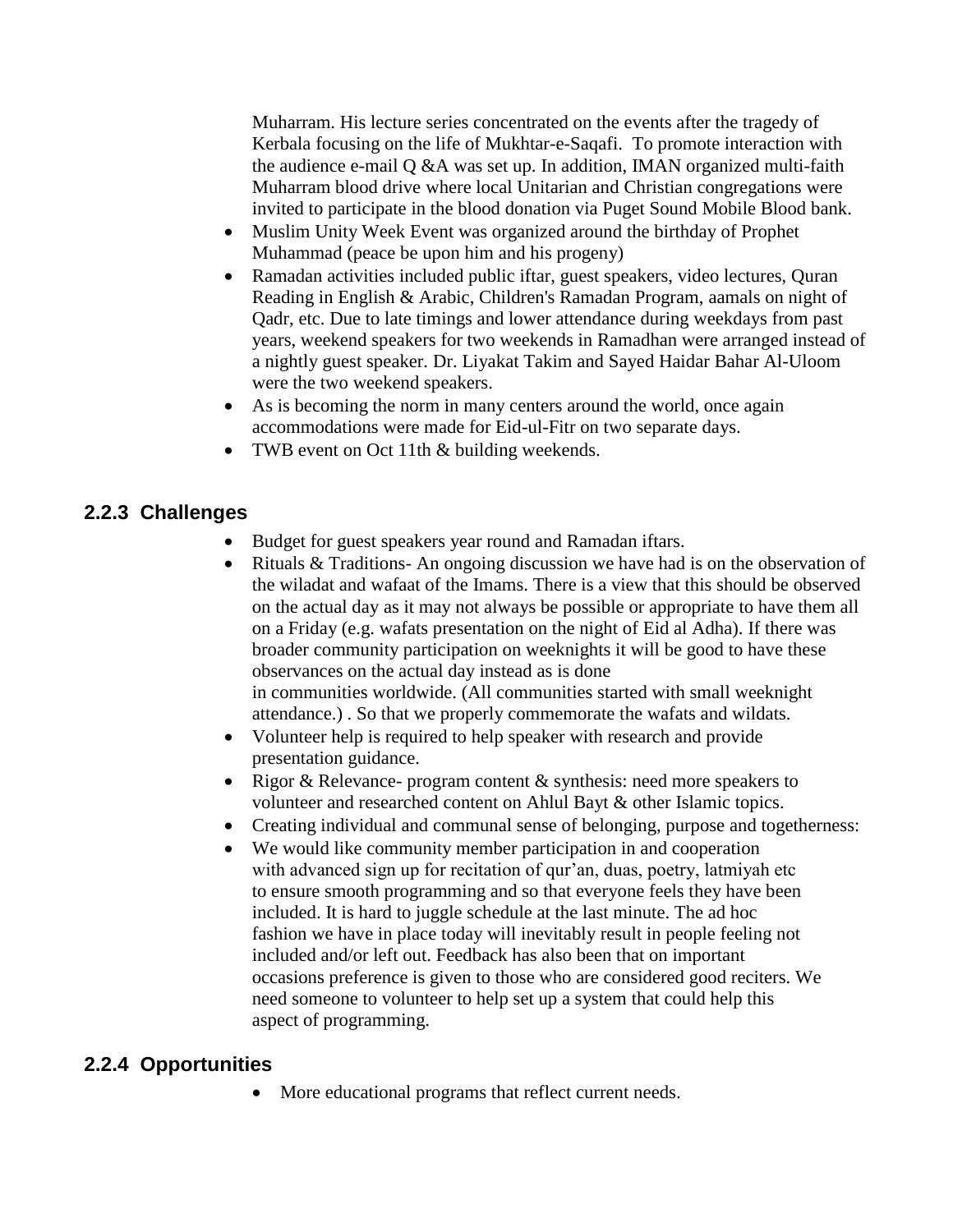Muharram. His lecture series concentrated on the events after the tragedy of Kerbala focusing on the life of Mukhtar-e-Saqafi. To promote interaction with the audience e-mail Q &A was set up. In addition, IMAN organized multi-faith Muharram blood drive where local Unitarian and Christian congregations were invited to participate in the blood donation via Puget Sound Mobile Blood bank.

- Muslim Unity Week Event was organized around the birthday of Prophet Muhammad (peace be upon him and his progeny)
- Ramadan activities included public iftar, guest speakers, video lectures, Quran Reading in English & Arabic, Children's Ramadan Program, aamals on night of Qadr, etc. Due to late timings and lower attendance during weekdays from past years, weekend speakers for two weekends in Ramadhan were arranged instead of a nightly guest speaker. Dr. Liyakat Takim and Sayed Haidar Bahar Al-Uloom were the two weekend speakers.
- As is becoming the norm in many centers around the world, once again accommodations were made for Eid-ul-Fitr on two separate days.
- TWB event on Oct 11th & building weekends.

### 2.2.3 Challenges

- Budget for guest speakers year round and Ramadan iftars.
- Rituals & Traditions- An ongoing discussion we have had is on the observation of the wiladat and wafaat of the Imams. There is a view that this should be observed on the actual day as it may not always be possible or appropriate to have them all on a Friday (e.g. wafats presentation on the night of Eid al Adha). If there was broader community participation on weeknights it will be good to have these observances on the actual day instead as is done in communities worldwide. (All communities started with small weeknight attendance.) . So that we properly commemorate the wafats and wildats.
- Volunteer help is required to help speaker with research and provide presentation guidance.
- Rigor & Relevance- program content & synthesis: need more speakers to volunteer and researched content on Ahlul Bayt & other Islamic topics.
- Creating individual and communal sense of belonging, purpose and togetherness:
- We would like community member participation in and cooperation with advanced sign up for recitation of qur'an, duas, poetry, latmiyah etc to ensure smooth programming and so that everyone feels they have been included. It is hard to juggle schedule at the last minute. The ad hoc fashion we have in place today will inevitably result in people feeling not included and/or left out. Feedback has also been that on important occasions preference is given to those who are considered good reciters. We need someone to volunteer to help set up a system that could help this aspect of programming.

### 2.2.4 Opportunities

- More educational programs that reflect current needs.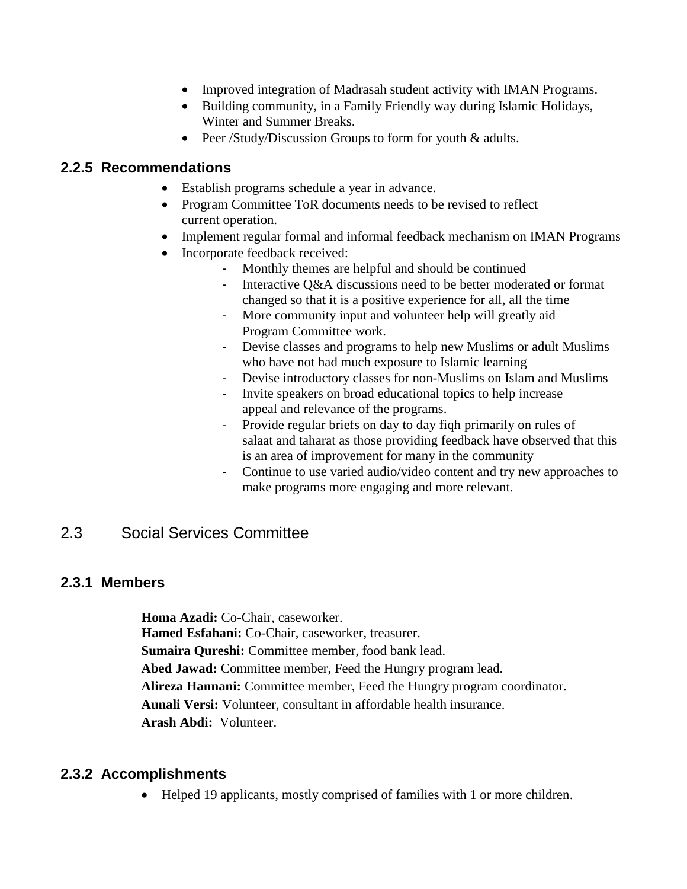- Improved integration of Madrasah student activity with IMAN Programs.
- Building community, in a Family Friendly way during Islamic Holidays, Winter and Summer Breaks.
- Peer /Study/Discussion Groups to form for youth & adults.

### 2.2.5 Recommendations

- Establish programs schedule a year in advance.
- Program Committee ToR documents needs to be revised to reflect current operation.
- Implement regular formal and informal feedback mechanism on IMAN Programs
- Incorporate feedback received:
  - Monthly themes are helpful and should be continued
  - Interactive Q&A discussions need to be better moderated or format changed so that it is a positive experience for all, all the time
  - More community input and volunteer help will greatly aid Program Committee work.
  - Devise classes and programs to help new Muslims or adult Muslims who have not had much exposure to Islamic learning
  - Devise introductory classes for non-Muslims on Islam and Muslims
  - Invite speakers on broad educational topics to help increase appeal and relevance of the programs.
  - Provide regular briefs on day to day fiqh primarily on rules of salaat and taharat as those providing feedback have observed that this is an area of improvement for many in the community
  - Continue to use varied audio/video content and try new approaches to make programs more engaging and more relevant.

## 2.3 Social Services Committee

### 2.3.1 Members

**Homa Azadi:** Co-Chair, caseworker.
**Hamed Esfahani:** Co-Chair, caseworker, treasurer.
**Sumaira Qureshi:** Committee member, food bank lead.
**Abed Jawad:** Committee member, Feed the Hungry program lead.
**Alireza Hannani:** Committee member, Feed the Hungry program coordinator.
**Aunali Versi:** Volunteer, consultant in affordable health insurance.
**Arash Abdi:** Volunteer.

### 2.3.2 Accomplishments

- Helped 19 applicants, mostly comprised of families with 1 or more children.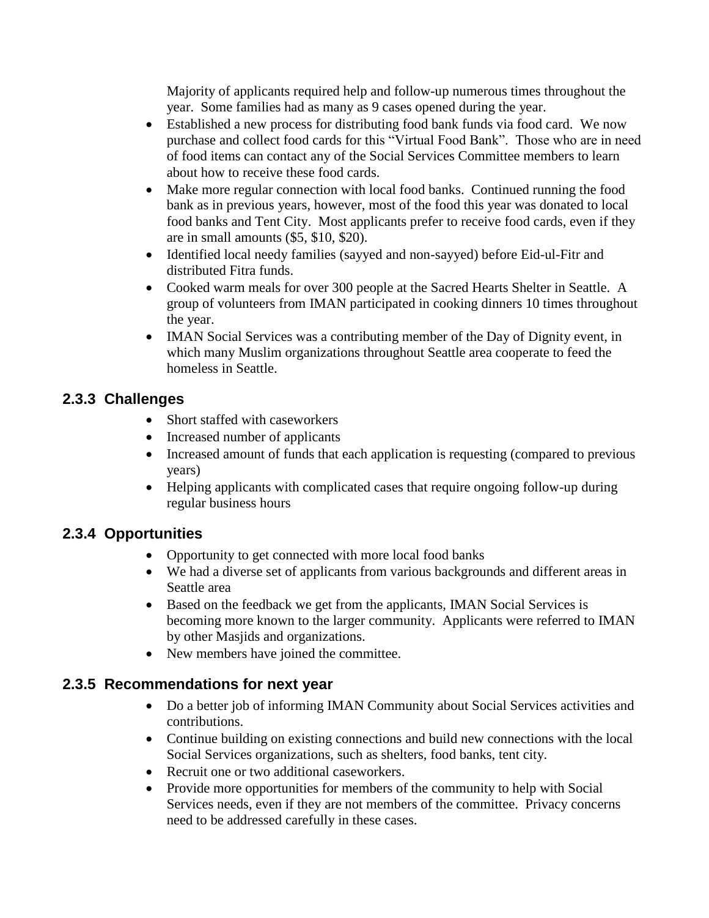Majority of applicants required help and follow-up numerous times throughout the year. Some families had as many as 9 cases opened during the year.

- Established a new process for distributing food bank funds via food card. We now purchase and collect food cards for this "Virtual Food Bank". Those who are in need of food items can contact any of the Social Services Committee members to learn about how to receive these food cards.
- Make more regular connection with local food banks. Continued running the food bank as in previous years, however, most of the food this year was donated to local food banks and Tent City. Most applicants prefer to receive food cards, even if they are in small amounts ($5, $10, $20).
- Identified local needy families (sayyed and non-sayyed) before Eid-ul-Fitr and distributed Fitra funds.
- Cooked warm meals for over 300 people at the Sacred Hearts Shelter in Seattle. A group of volunteers from IMAN participated in cooking dinners 10 times throughout the year.
- IMAN Social Services was a contributing member of the Day of Dignity event, in which many Muslim organizations throughout Seattle area cooperate to feed the homeless in Seattle.

### 2.3.3 Challenges

- Short staffed with caseworkers
- Increased number of applicants
- Increased amount of funds that each application is requesting (compared to previous years)
- Helping applicants with complicated cases that require ongoing follow-up during regular business hours

### 2.3.4 Opportunities

- Opportunity to get connected with more local food banks
- We had a diverse set of applicants from various backgrounds and different areas in Seattle area
- Based on the feedback we get from the applicants, IMAN Social Services is becoming more known to the larger community. Applicants were referred to IMAN by other Masjids and organizations.
- New members have joined the committee.

### 2.3.5 Recommendations for next year

- Do a better job of informing IMAN Community about Social Services activities and contributions.
- Continue building on existing connections and build new connections with the local Social Services organizations, such as shelters, food banks, tent city.
- Recruit one or two additional caseworkers.
- Provide more opportunities for members of the community to help with Social Services needs, even if they are not members of the committee. Privacy concerns need to be addressed carefully in these cases.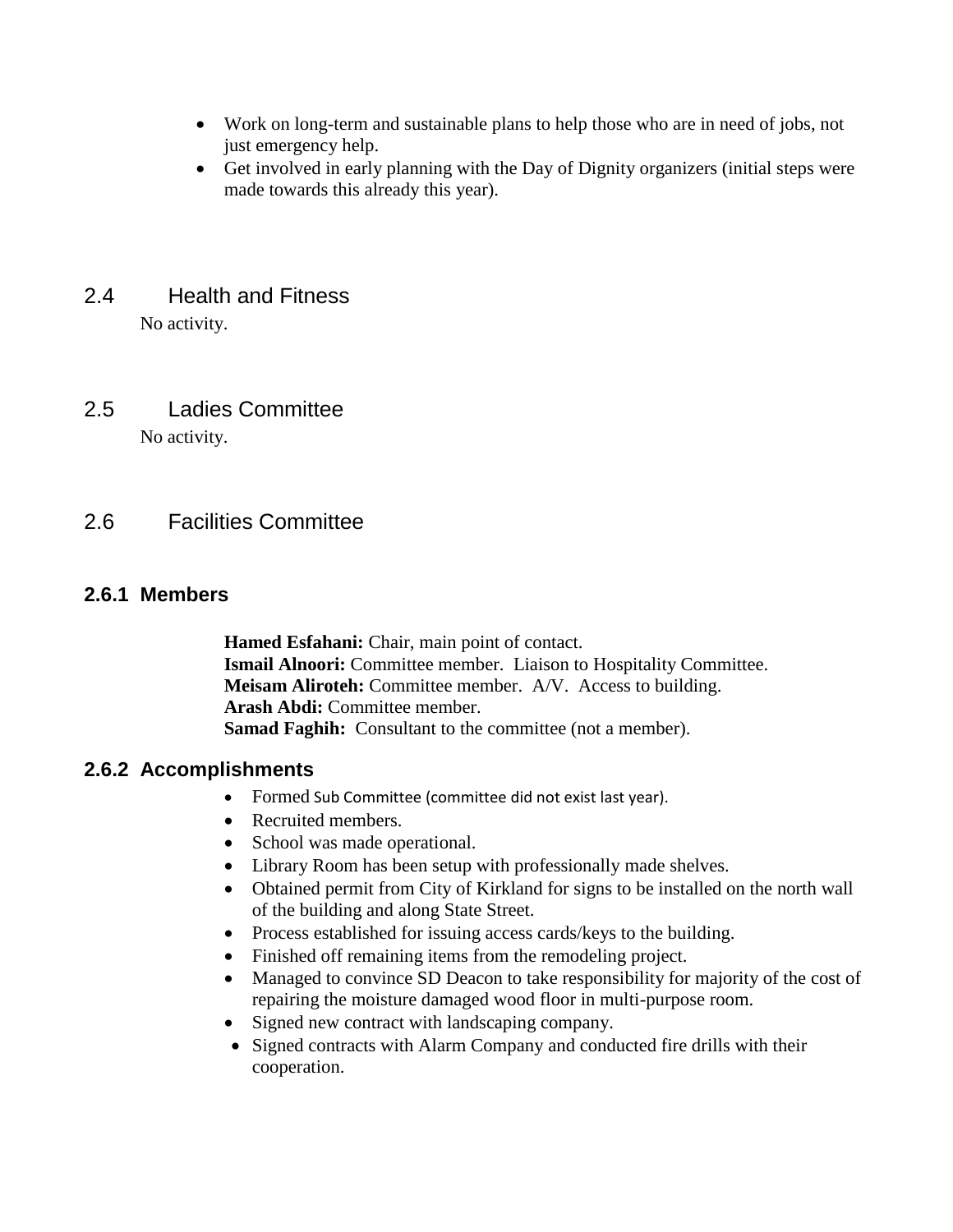- Work on long-term and sustainable plans to help those who are in need of jobs, not just emergency help.
- Get involved in early planning with the Day of Dignity organizers (initial steps were made towards this already this year).

## 2.4 Health and Fitness

No activity.

## 2.5 Ladies Committee

No activity.

## 2.6 Facilities Committee

### 2.6.1 Members

**Hamed Esfahani:** Chair, main point of contact.
**Ismail Alnoori:** Committee member. Liaison to Hospitality Committee.
**Meisam Aliroteh:** Committee member. A/V. Access to building.
**Arash Abdi:** Committee member.
**Samad Faghih:** Consultant to the committee (not a member).

### 2.6.2 Accomplishments

- Formed Sub Committee (committee did not exist last year).
- Recruited members.
- School was made operational.
- Library Room has been setup with professionally made shelves.
- Obtained permit from City of Kirkland for signs to be installed on the north wall of the building and along State Street.
- Process established for issuing access cards/keys to the building.
- Finished off remaining items from the remodeling project.
- Managed to convince SD Deacon to take responsibility for majority of the cost of repairing the moisture damaged wood floor in multi-purpose room.
- Signed new contract with landscaping company.
- Signed contracts with Alarm Company and conducted fire drills with their cooperation.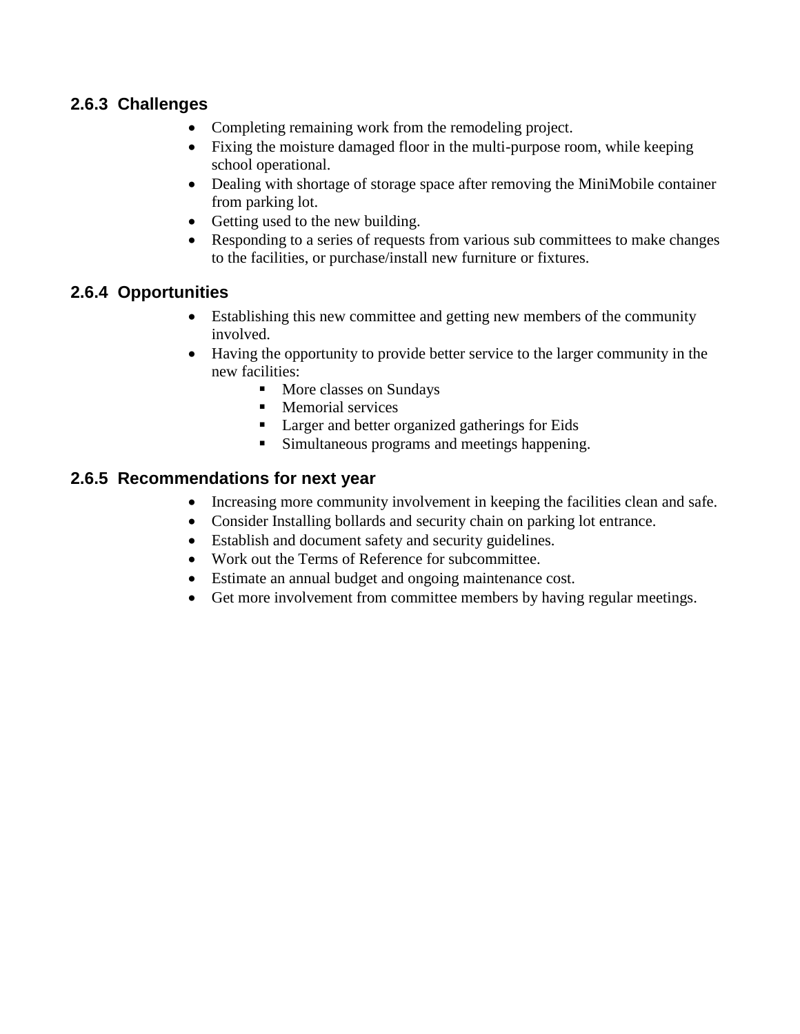### 2.6.3 Challenges

- Completing remaining work from the remodeling project.
- Fixing the moisture damaged floor in the multi-purpose room, while keeping school operational.
- Dealing with shortage of storage space after removing the MiniMobile container from parking lot.
- Getting used to the new building.
- Responding to a series of requests from various sub committees to make changes to the facilities, or purchase/install new furniture or fixtures.

### 2.6.4 Opportunities

- Establishing this new committee and getting new members of the community involved.
- Having the opportunity to provide better service to the larger community in the new facilities:
  - More classes on Sundays
  - Memorial services
  - Larger and better organized gatherings for Eids
  - Simultaneous programs and meetings happening.

### 2.6.5 Recommendations for next year

- Increasing more community involvement in keeping the facilities clean and safe.
- Consider Installing bollards and security chain on parking lot entrance.
- Establish and document safety and security guidelines.
- Work out the Terms of Reference for subcommittee.
- Estimate an annual budget and ongoing maintenance cost.
- Get more involvement from committee members by having regular meetings.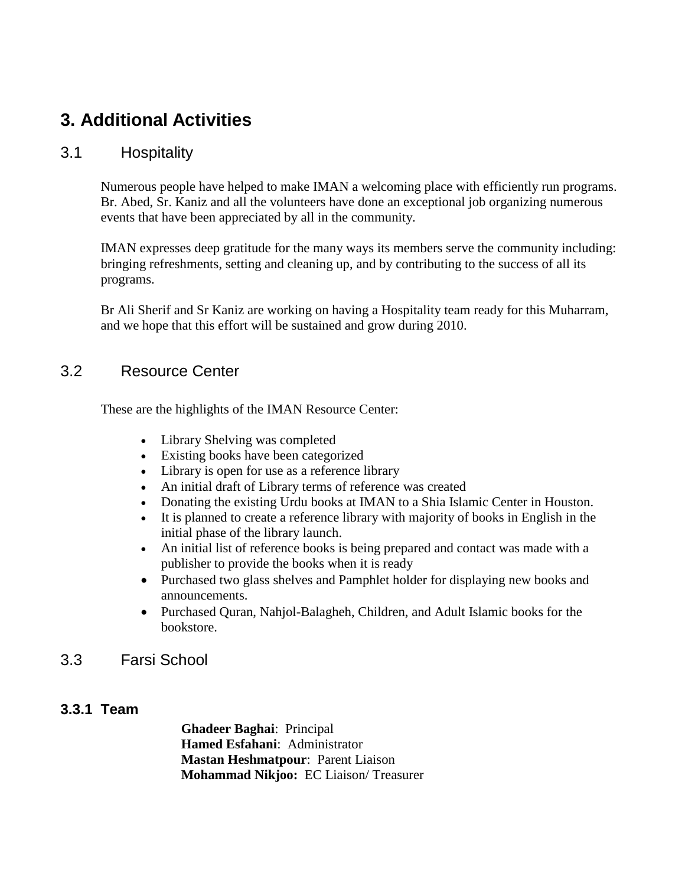# 3. Additional Activities

## 3.1 Hospitality

Numerous people have helped to make IMAN a welcoming place with efficiently run programs. Br. Abed, Sr. Kaniz and all the volunteers have done an exceptional job organizing numerous events that have been appreciated by all in the community.

IMAN expresses deep gratitude for the many ways its members serve the community including: bringing refreshments, setting and cleaning up, and by contributing to the success of all its programs.

Br Ali Sherif and Sr Kaniz are working on having a Hospitality team ready for this Muharram, and we hope that this effort will be sustained and grow during 2010.

## 3.2 Resource Center

These are the highlights of the IMAN Resource Center:

- Library Shelving was completed
- Existing books have been categorized
- Library is open for use as a reference library
- An initial draft of Library terms of reference was created
- Donating the existing Urdu books at IMAN to a Shia Islamic Center in Houston.
- It is planned to create a reference library with majority of books in English in the initial phase of the library launch.
- An initial list of reference books is being prepared and contact was made with a publisher to provide the books when it is ready
- Purchased two glass shelves and Pamphlet holder for displaying new books and announcements.
- Purchased Quran, Nahjol-Balagheh, Children, and Adult Islamic books for the bookstore.

## 3.3 Farsi School

### 3.3.1 Team

**Ghadeer Baghai**: Principal
**Hamed Esfahani**: Administrator
**Mastan Heshmatpour**: Parent Liaison
**Mohammad Nikjoo:** EC Liaison/ Treasurer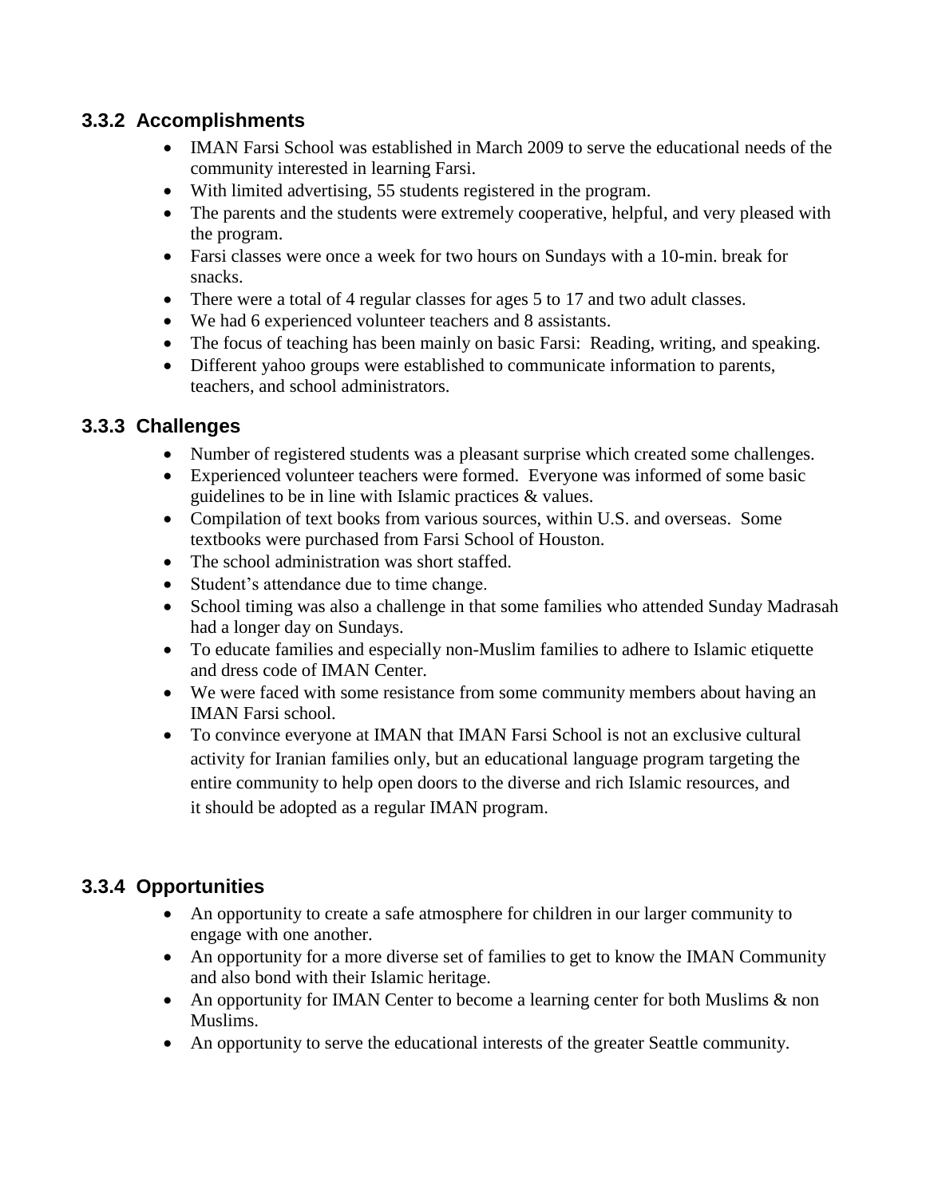### 3.3.2 Accomplishments

- IMAN Farsi School was established in March 2009 to serve the educational needs of the community interested in learning Farsi.
- With limited advertising, 55 students registered in the program.
- The parents and the students were extremely cooperative, helpful, and very pleased with the program.
- Farsi classes were once a week for two hours on Sundays with a 10-min. break for snacks.
- There were a total of 4 regular classes for ages 5 to 17 and two adult classes.
- We had 6 experienced volunteer teachers and 8 assistants.
- The focus of teaching has been mainly on basic Farsi: Reading, writing, and speaking.
- Different yahoo groups were established to communicate information to parents, teachers, and school administrators.

### 3.3.3 Challenges

- Number of registered students was a pleasant surprise which created some challenges.
- Experienced volunteer teachers were formed. Everyone was informed of some basic guidelines to be in line with Islamic practices & values.
- Compilation of text books from various sources, within U.S. and overseas. Some textbooks were purchased from Farsi School of Houston.
- The school administration was short staffed.
- Student's attendance due to time change.
- School timing was also a challenge in that some families who attended Sunday Madrasah had a longer day on Sundays.
- To educate families and especially non-Muslim families to adhere to Islamic etiquette and dress code of IMAN Center.
- We were faced with some resistance from some community members about having an IMAN Farsi school.
- To convince everyone at IMAN that IMAN Farsi School is not an exclusive cultural activity for Iranian families only, but an educational language program targeting the entire community to help open doors to the diverse and rich Islamic resources, and it should be adopted as a regular IMAN program.

### 3.3.4 Opportunities

- An opportunity to create a safe atmosphere for children in our larger community to engage with one another.
- An opportunity for a more diverse set of families to get to know the IMAN Community and also bond with their Islamic heritage.
- An opportunity for IMAN Center to become a learning center for both Muslims & non Muslims.
- An opportunity to serve the educational interests of the greater Seattle community.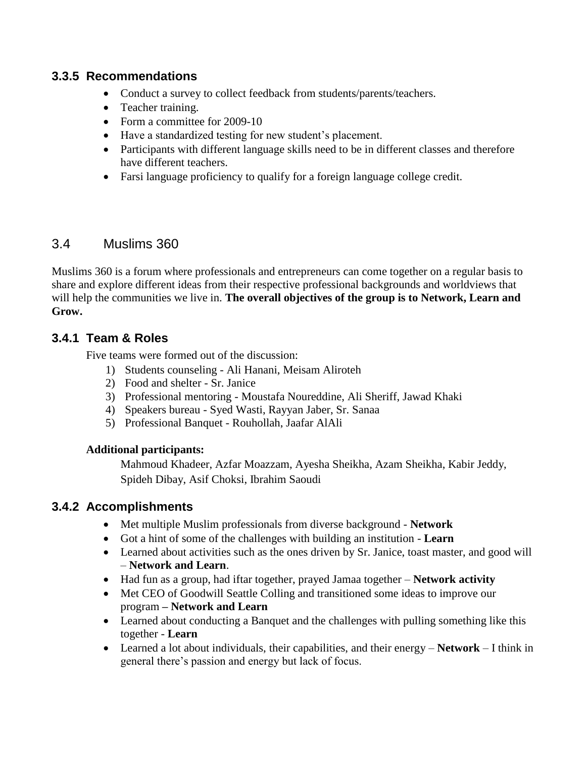### 3.3.5 Recommendations

- Conduct a survey to collect feedback from students/parents/teachers.
- Teacher training.
- Form a committee for 2009-10
- Have a standardized testing for new student's placement.
- Participants with different language skills need to be in different classes and therefore have different teachers.
- Farsi language proficiency to qualify for a foreign language college credit.

## 3.4 Muslims 360

Muslims 360 is a forum where professionals and entrepreneurs can come together on a regular basis to share and explore different ideas from their respective professional backgrounds and worldviews that will help the communities we live in. **The overall objectives of the group is to Network, Learn and Grow.**

### 3.4.1 Team & Roles

Five teams were formed out of the discussion:

1) Students counseling - Ali Hanani, Meisam Aliroteh
2) Food and shelter - Sr. Janice
3) Professional mentoring - Moustafa Noureddine, Ali Sheriff, Jawad Khaki
4) Speakers bureau - Syed Wasti, Rayyan Jaber, Sr. Sanaa
5) Professional Banquet - Rouhollah, Jaafar AlAli

**Additional participants:**

Mahmoud Khadeer, Azfar Moazzam, Ayesha Sheikha, Azam Sheikha, Kabir Jeddy, Spideh Dibay, Asif Choksi, Ibrahim Saoudi

### 3.4.2 Accomplishments

- Met multiple Muslim professionals from diverse background - **Network**
- Got a hint of some of the challenges with building an institution - **Learn**
- Learned about activities such as the ones driven by Sr. Janice, toast master, and good will – **Network and Learn**.
- Had fun as a group, had iftar together, prayed Jamaa together – **Network activity**
- Met CEO of Goodwill Seattle Colling and transitioned some ideas to improve our program **– Network and Learn**
- Learned about conducting a Banquet and the challenges with pulling something like this together - **Learn**
- Learned a lot about individuals, their capabilities, and their energy – **Network** – I think in general there's passion and energy but lack of focus.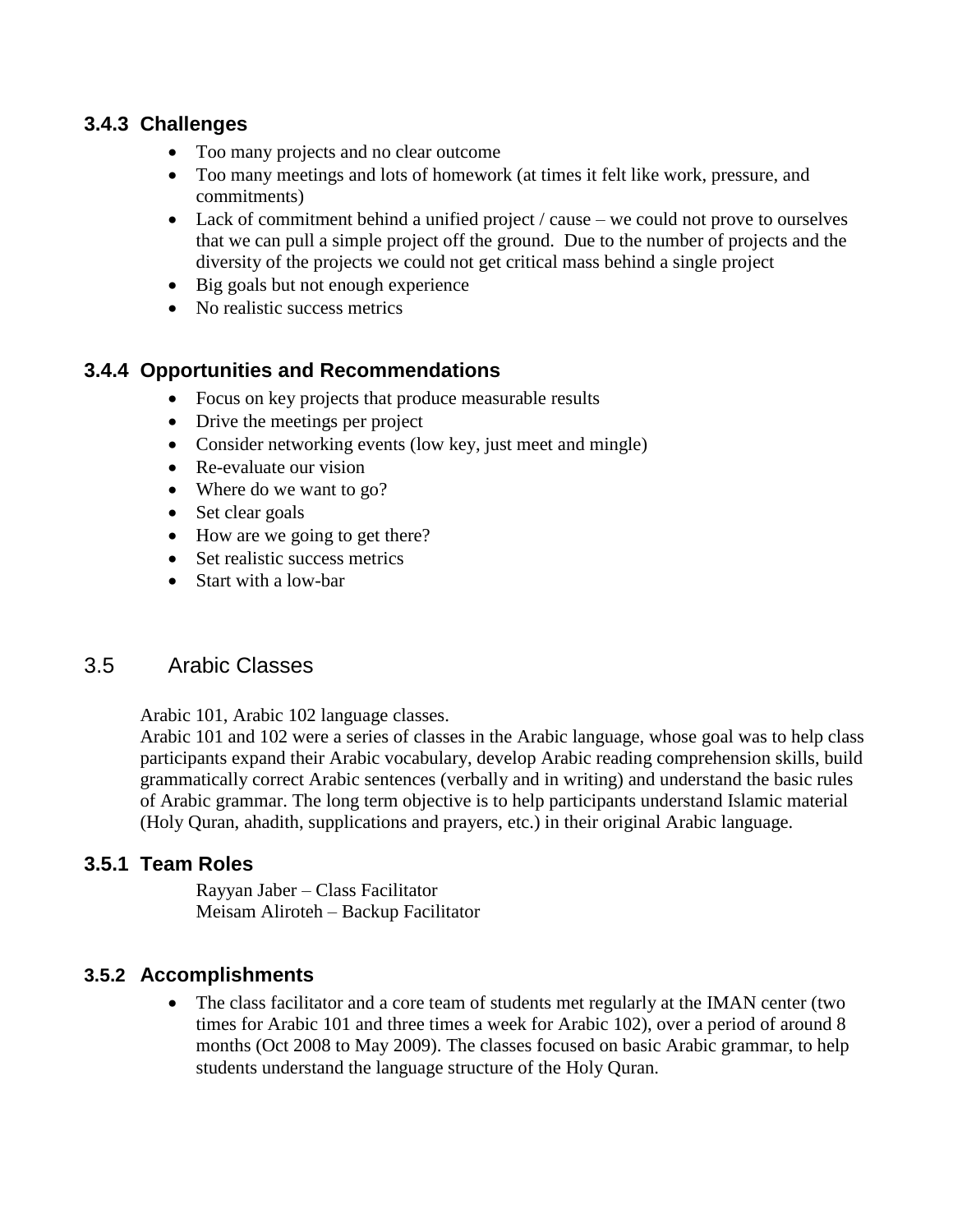### 3.4.3 Challenges

- Too many projects and no clear outcome
- Too many meetings and lots of homework (at times it felt like work, pressure, and commitments)
- Lack of commitment behind a unified project / cause – we could not prove to ourselves that we can pull a simple project off the ground. Due to the number of projects and the diversity of the projects we could not get critical mass behind a single project
- Big goals but not enough experience
- No realistic success metrics

### 3.4.4 Opportunities and Recommendations

- Focus on key projects that produce measurable results
- Drive the meetings per project
- Consider networking events (low key, just meet and mingle)
- Re-evaluate our vision
- Where do we want to go?
- Set clear goals
- How are we going to get there?
- Set realistic success metrics
- Start with a low-bar

## 3.5 Arabic Classes

Arabic 101, Arabic 102 language classes.
Arabic 101 and 102 were a series of classes in the Arabic language, whose goal was to help class participants expand their Arabic vocabulary, develop Arabic reading comprehension skills, build grammatically correct Arabic sentences (verbally and in writing) and understand the basic rules of Arabic grammar. The long term objective is to help participants understand Islamic material (Holy Quran, ahadith, supplications and prayers, etc.) in their original Arabic language.

### 3.5.1 Team Roles

Rayyan Jaber – Class Facilitator
Meisam Aliroteh – Backup Facilitator

### 3.5.2 Accomplishments

- The class facilitator and a core team of students met regularly at the IMAN center (two times for Arabic 101 and three times a week for Arabic 102), over a period of around 8 months (Oct 2008 to May 2009). The classes focused on basic Arabic grammar, to help students understand the language structure of the Holy Quran.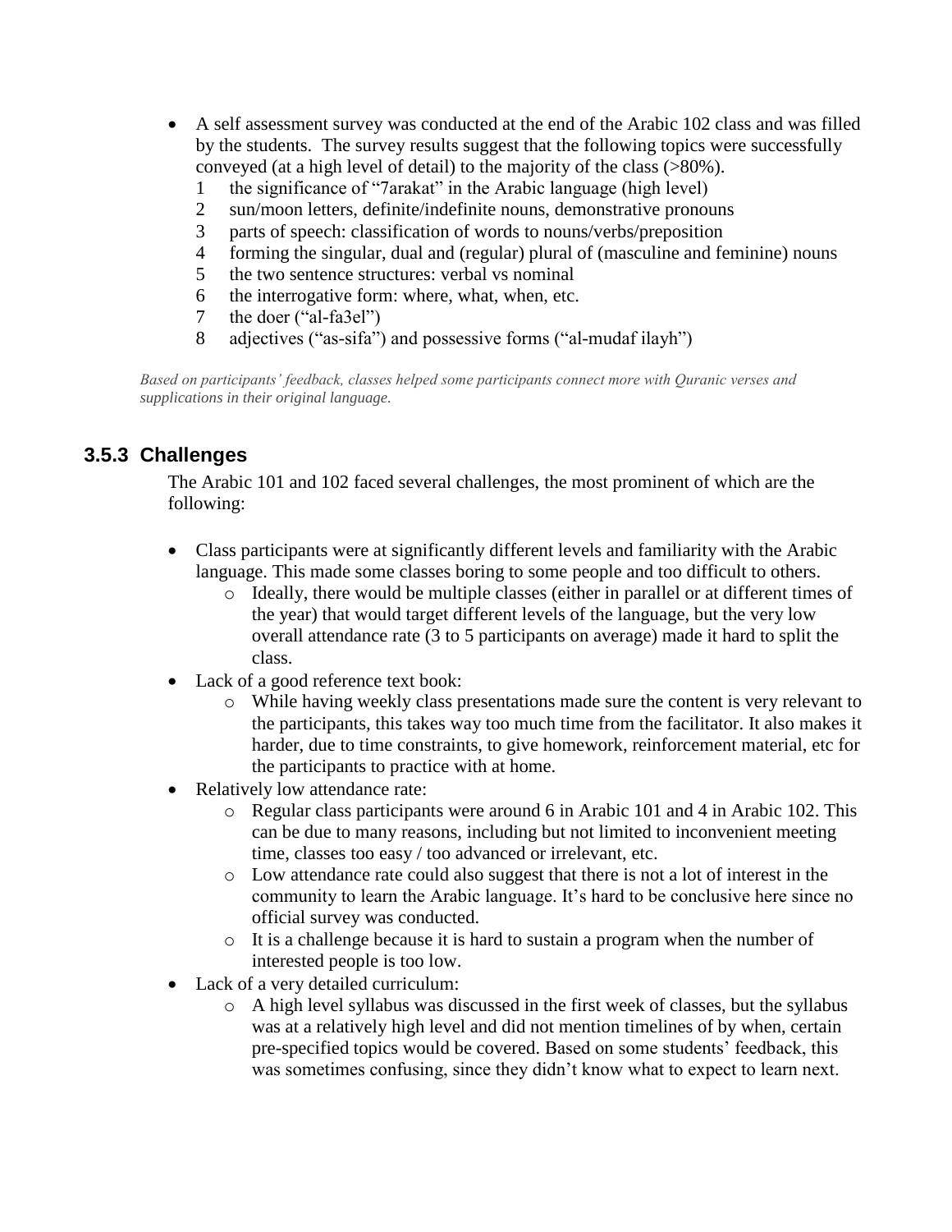- A self assessment survey was conducted at the end of the Arabic 102 class and was filled by the students. The survey results suggest that the following topics were successfully conveyed (at a high level of detail) to the majority of the class (>80%).
    1. the significance of "7arakat" in the Arabic language (high level)
    2. sun/moon letters, definite/indefinite nouns, demonstrative pronouns
    3. parts of speech: classification of words to nouns/verbs/preposition
    4. forming the singular, dual and (regular) plural of (masculine and feminine) nouns
    5. the two sentence structures: verbal vs nominal
    6. the interrogative form: where, what, when, etc.
    7. the doer ("al-fa3el")
    8. adjectives ("as-sifa") and possessive forms ("al-mudaf ilayh")

*Based on participants' feedback, classes helped some participants connect more with Quranic verses and supplications in their original language.*

### 3.5.3 Challenges

The Arabic 101 and 102 faced several challenges, the most prominent of which are the following:

- Class participants were at significantly different levels and familiarity with the Arabic language. This made some classes boring to some people and too difficult to others.
    - Ideally, there would be multiple classes (either in parallel or at different times of the year) that would target different levels of the language, but the very low overall attendance rate (3 to 5 participants on average) made it hard to split the class.
- Lack of a good reference text book:
    - While having weekly class presentations made sure the content is very relevant to the participants, this takes way too much time from the facilitator. It also makes it harder, due to time constraints, to give homework, reinforcement material, etc for the participants to practice with at home.
- Relatively low attendance rate:
    - Regular class participants were around 6 in Arabic 101 and 4 in Arabic 102. This can be due to many reasons, including but not limited to inconvenient meeting time, classes too easy / too advanced or irrelevant, etc.
    - Low attendance rate could also suggest that there is not a lot of interest in the community to learn the Arabic language. It's hard to be conclusive here since no official survey was conducted.
    - It is a challenge because it is hard to sustain a program when the number of interested people is too low.
- Lack of a very detailed curriculum:
    - A high level syllabus was discussed in the first week of classes, but the syllabus was at a relatively high level and did not mention timelines of by when, certain pre-specified topics would be covered. Based on some students' feedback, this was sometimes confusing, since they didn't know what to expect to learn next.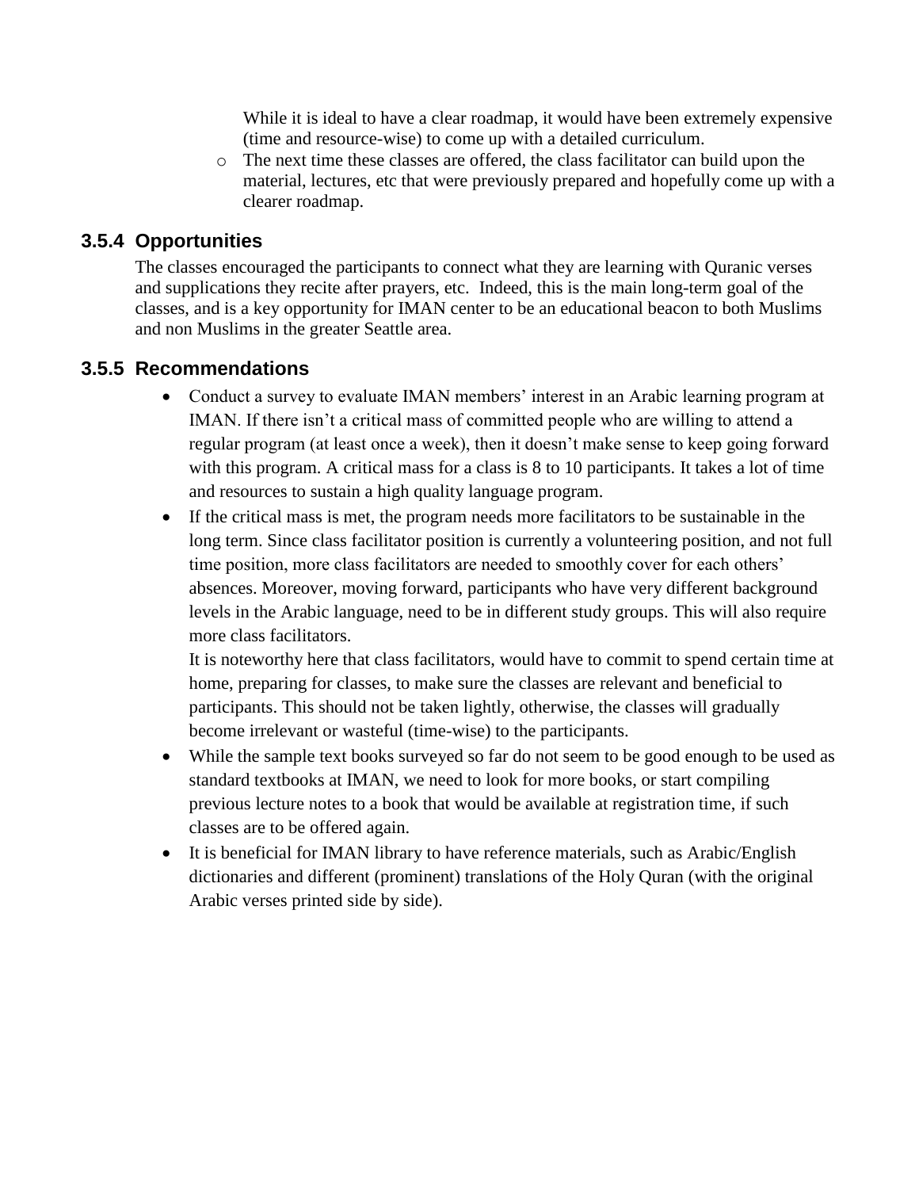While it is ideal to have a clear roadmap, it would have been extremely expensive (time and resource-wise) to come up with a detailed curriculum.

- The next time these classes are offered, the class facilitator can build upon the material, lectures, etc that were previously prepared and hopefully come up with a clearer roadmap.

### 3.5.4 Opportunities

The classes encouraged the participants to connect what they are learning with Quranic verses and supplications they recite after prayers, etc. Indeed, this is the main long-term goal of the classes, and is a key opportunity for IMAN center to be an educational beacon to both Muslims and non Muslims in the greater Seattle area.

### 3.5.5 Recommendations

- Conduct a survey to evaluate IMAN members' interest in an Arabic learning program at IMAN. If there isn't a critical mass of committed people who are willing to attend a regular program (at least once a week), then it doesn't make sense to keep going forward with this program. A critical mass for a class is 8 to 10 participants. It takes a lot of time and resources to sustain a high quality language program.
- If the critical mass is met, the program needs more facilitators to be sustainable in the long term. Since class facilitator position is currently a volunteering position, and not full time position, more class facilitators are needed to smoothly cover for each others' absences. Moreover, moving forward, participants who have very different background levels in the Arabic language, need to be in different study groups. This will also require more class facilitators.

  It is noteworthy here that class facilitators, would have to commit to spend certain time at home, preparing for classes, to make sure the classes are relevant and beneficial to participants. This should not be taken lightly, otherwise, the classes will gradually become irrelevant or wasteful (time-wise) to the participants.
- While the sample text books surveyed so far do not seem to be good enough to be used as standard textbooks at IMAN, we need to look for more books, or start compiling previous lecture notes to a book that would be available at registration time, if such classes are to be offered again.
- It is beneficial for IMAN library to have reference materials, such as Arabic/English dictionaries and different (prominent) translations of the Holy Quran (with the original Arabic verses printed side by side).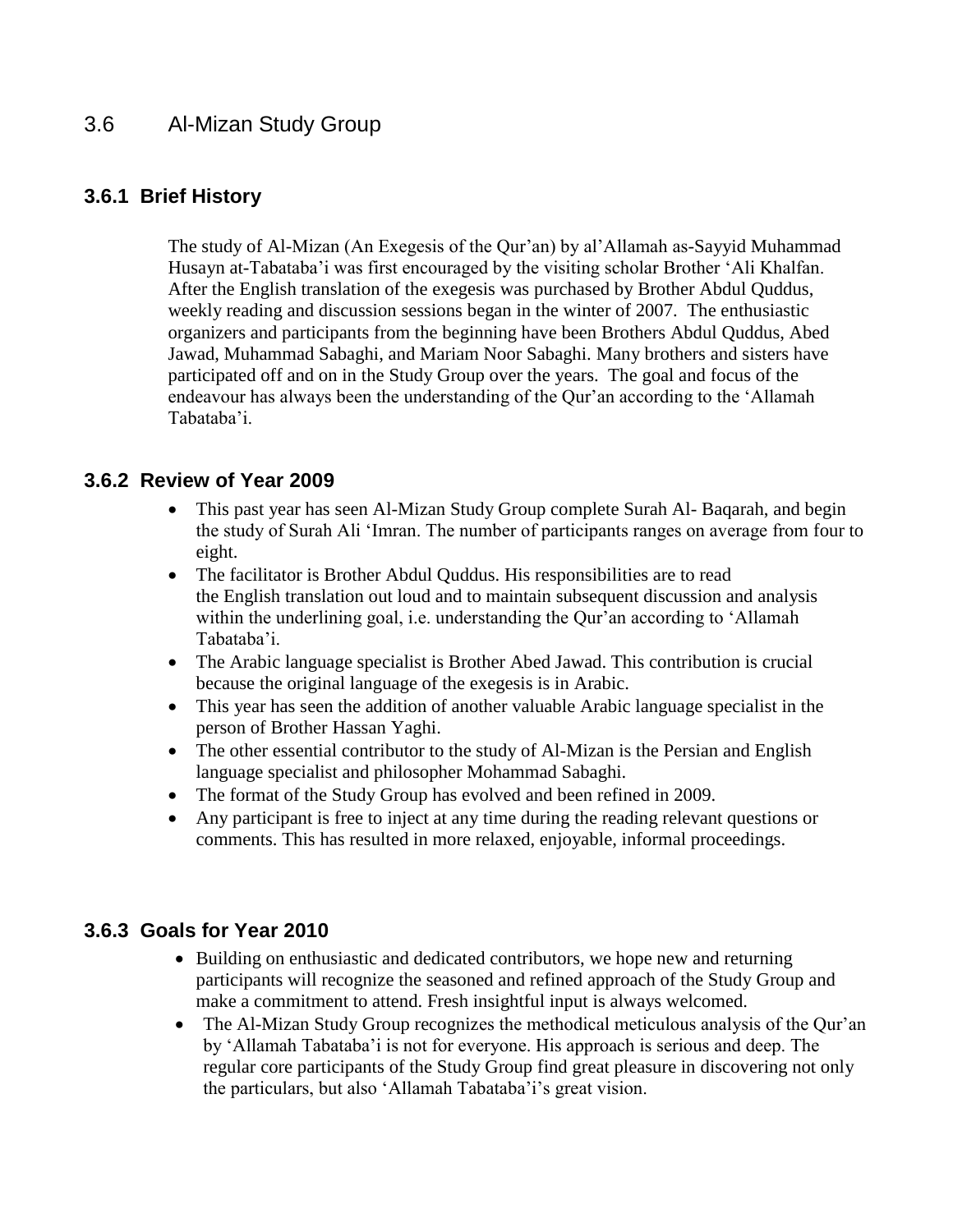## 3.6 Al-Mizan Study Group

### 3.6.1 Brief History

The study of Al-Mizan (An Exegesis of the Qur'an) by al'Allamah as-Sayyid Muhammad Husayn at-Tabataba'i was first encouraged by the visiting scholar Brother 'Ali Khalfan. After the English translation of the exegesis was purchased by Brother Abdul Quddus, weekly reading and discussion sessions began in the winter of 2007. The enthusiastic organizers and participants from the beginning have been Brothers Abdul Quddus, Abed Jawad, Muhammad Sabaghi, and Mariam Noor Sabaghi. Many brothers and sisters have participated off and on in the Study Group over the years. The goal and focus of the endeavour has always been the understanding of the Qur'an according to the 'Allamah Tabataba'i.

### 3.6.2 Review of Year 2009

- This past year has seen Al-Mizan Study Group complete Surah Al- Baqarah, and begin the study of Surah Ali 'Imran. The number of participants ranges on average from four to eight.
- The facilitator is Brother Abdul Quddus. His responsibilities are to read the English translation out loud and to maintain subsequent discussion and analysis within the underlining goal, i.e. understanding the Qur'an according to 'Allamah Tabataba'i.
- The Arabic language specialist is Brother Abed Jawad. This contribution is crucial because the original language of the exegesis is in Arabic.
- This year has seen the addition of another valuable Arabic language specialist in the person of Brother Hassan Yaghi.
- The other essential contributor to the study of Al-Mizan is the Persian and English language specialist and philosopher Mohammad Sabaghi.
- The format of the Study Group has evolved and been refined in 2009.
- Any participant is free to inject at any time during the reading relevant questions or comments. This has resulted in more relaxed, enjoyable, informal proceedings.

### 3.6.3 Goals for Year 2010

- Building on enthusiastic and dedicated contributors, we hope new and returning participants will recognize the seasoned and refined approach of the Study Group and make a commitment to attend. Fresh insightful input is always welcomed.
- The Al-Mizan Study Group recognizes the methodical meticulous analysis of the Qur'an by 'Allamah Tabataba'i is not for everyone. His approach is serious and deep. The regular core participants of the Study Group find great pleasure in discovering not only the particulars, but also 'Allamah Tabataba'i's great vision.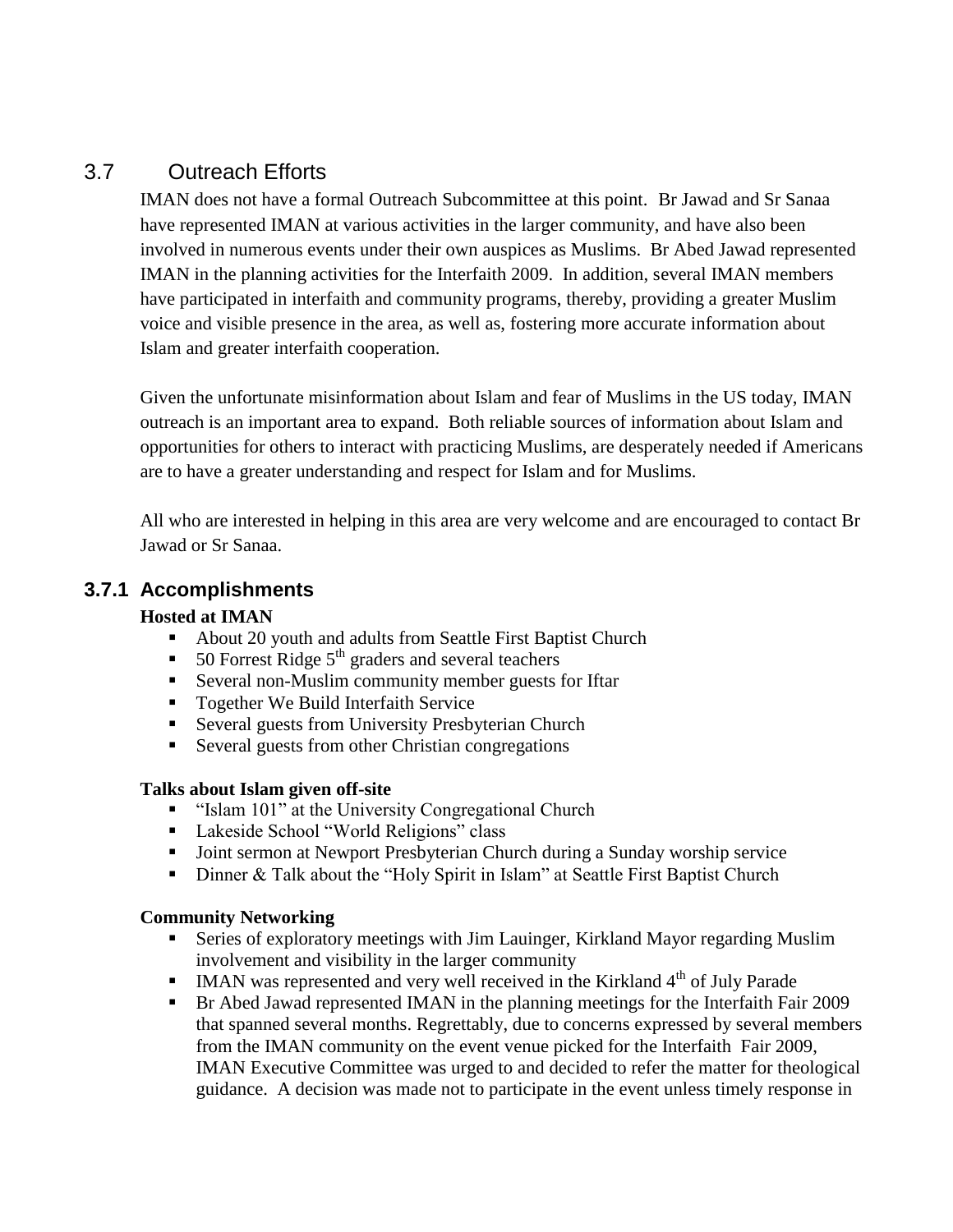## 3.7 Outreach Efforts

IMAN does not have a formal Outreach Subcommittee at this point. Br Jawad and Sr Sanaa have represented IMAN at various activities in the larger community, and have also been involved in numerous events under their own auspices as Muslims. Br Abed Jawad represented IMAN in the planning activities for the Interfaith 2009. In addition, several IMAN members have participated in interfaith and community programs, thereby, providing a greater Muslim voice and visible presence in the area, as well as, fostering more accurate information about Islam and greater interfaith cooperation.

Given the unfortunate misinformation about Islam and fear of Muslims in the US today, IMAN outreach is an important area to expand. Both reliable sources of information about Islam and opportunities for others to interact with practicing Muslims, are desperately needed if Americans are to have a greater understanding and respect for Islam and for Muslims.

All who are interested in helping in this area are very welcome and are encouraged to contact Br Jawad or Sr Sanaa.

### 3.7.1 Accomplishments

**Hosted at IMAN**

- About 20 youth and adults from Seattle First Baptist Church
- 50 Forrest Ridge 5th graders and several teachers
- Several non-Muslim community member guests for Iftar
- Together We Build Interfaith Service
- Several guests from University Presbyterian Church
- Several guests from other Christian congregations

**Talks about Islam given off-site**

- "Islam 101" at the University Congregational Church
- Lakeside School "World Religions" class
- Joint sermon at Newport Presbyterian Church during a Sunday worship service
- Dinner & Talk about the "Holy Spirit in Islam" at Seattle First Baptist Church

**Community Networking**

- Series of exploratory meetings with Jim Lauinger, Kirkland Mayor regarding Muslim involvement and visibility in the larger community
- IMAN was represented and very well received in the Kirkland 4th of July Parade
- Br Abed Jawad represented IMAN in the planning meetings for the Interfaith Fair 2009 that spanned several months. Regrettably, due to concerns expressed by several members from the IMAN community on the event venue picked for the Interfaith Fair 2009, IMAN Executive Committee was urged to and decided to refer the matter for theological guidance. A decision was made not to participate in the event unless timely response in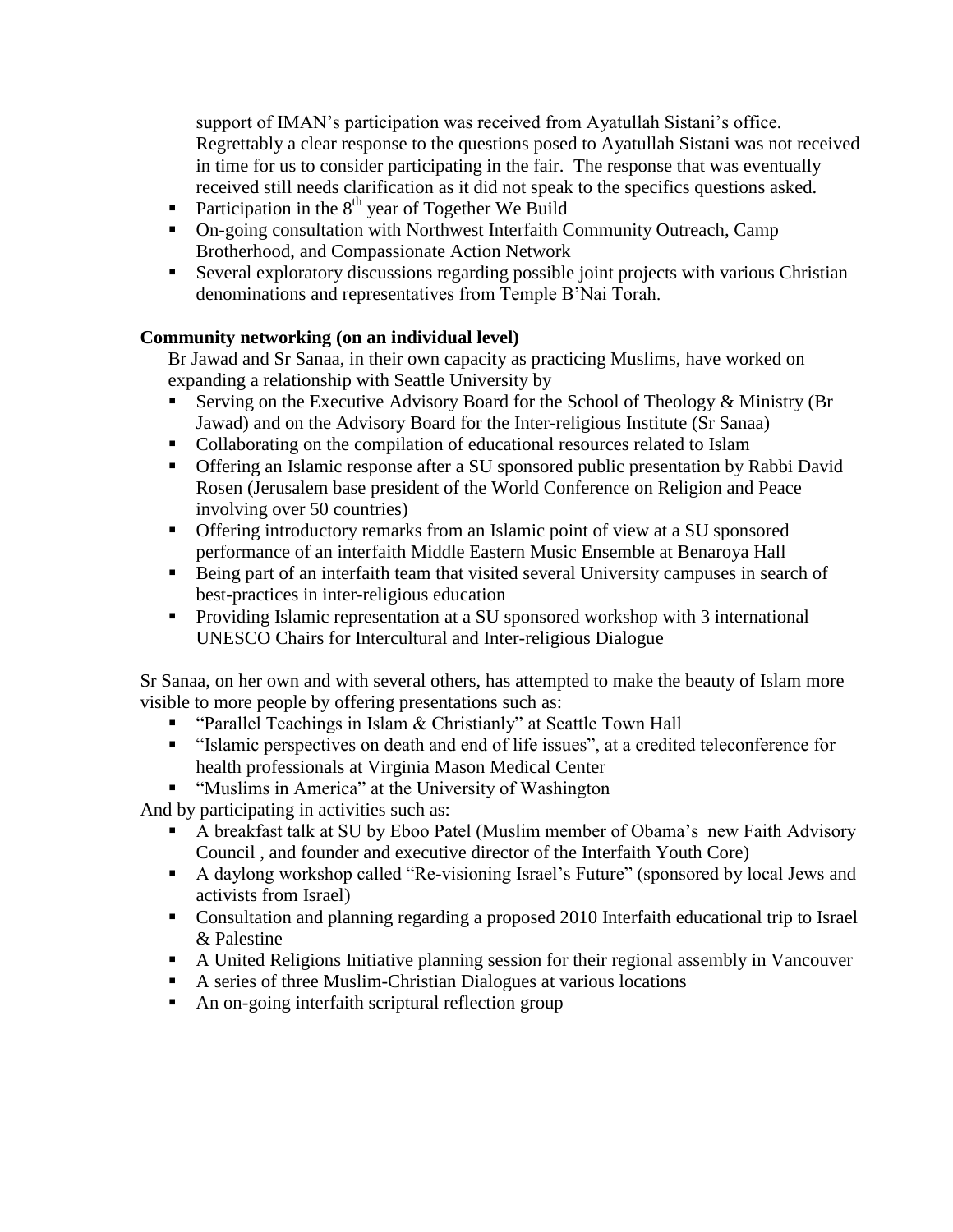support of IMAN's participation was received from Ayatullah Sistani's office. Regrettably a clear response to the questions posed to Ayatullah Sistani was not received in time for us to consider participating in the fair. The response that was eventually received still needs clarification as it did not speak to the specifics questions asked.

- Participation in the 8th year of Together We Build
- On-going consultation with Northwest Interfaith Community Outreach, Camp Brotherhood, and Compassionate Action Network
- Several exploratory discussions regarding possible joint projects with various Christian denominations and representatives from Temple B'Nai Torah.

**Community networking (on an individual level)**

Br Jawad and Sr Sanaa, in their own capacity as practicing Muslims, have worked on expanding a relationship with Seattle University by

- Serving on the Executive Advisory Board for the School of Theology & Ministry (Br Jawad) and on the Advisory Board for the Inter-religious Institute (Sr Sanaa)
- Collaborating on the compilation of educational resources related to Islam
- Offering an Islamic response after a SU sponsored public presentation by Rabbi David Rosen (Jerusalem base president of the World Conference on Religion and Peace involving over 50 countries)
- Offering introductory remarks from an Islamic point of view at a SU sponsored performance of an interfaith Middle Eastern Music Ensemble at Benaroya Hall
- Being part of an interfaith team that visited several University campuses in search of best-practices in inter-religious education
- Providing Islamic representation at a SU sponsored workshop with 3 international UNESCO Chairs for Intercultural and Inter-religious Dialogue

Sr Sanaa, on her own and with several others, has attempted to make the beauty of Islam more visible to more people by offering presentations such as:

- "Parallel Teachings in Islam & Christianly" at Seattle Town Hall
- "Islamic perspectives on death and end of life issues", at a credited teleconference for health professionals at Virginia Mason Medical Center
- "Muslims in America" at the University of Washington

And by participating in activities such as:

- A breakfast talk at SU by Eboo Patel (Muslim member of Obama's new Faith Advisory Council , and founder and executive director of the Interfaith Youth Core)
- A daylong workshop called "Re-visioning Israel's Future" (sponsored by local Jews and activists from Israel)
- Consultation and planning regarding a proposed 2010 Interfaith educational trip to Israel & Palestine
- A United Religions Initiative planning session for their regional assembly in Vancouver
- A series of three Muslim-Christian Dialogues at various locations
- An on-going interfaith scriptural reflection group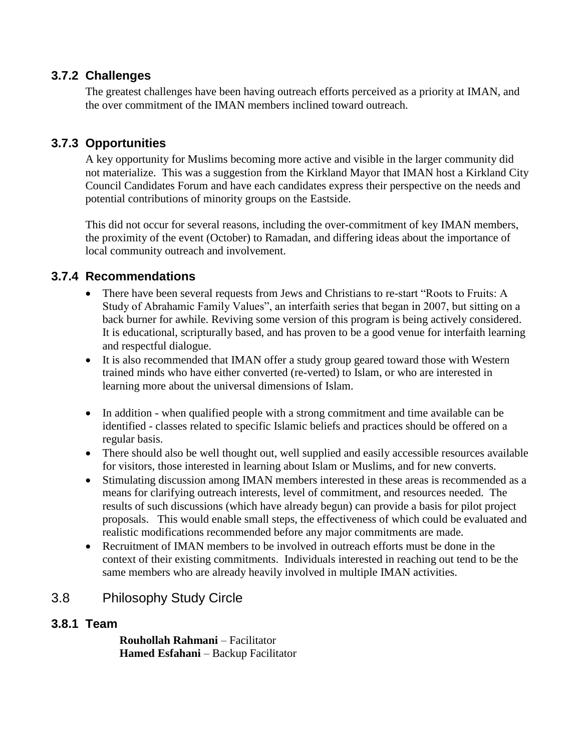### 3.7.2 Challenges

The greatest challenges have been having outreach efforts perceived as a priority at IMAN, and the over commitment of the IMAN members inclined toward outreach.

### 3.7.3 Opportunities

A key opportunity for Muslims becoming more active and visible in the larger community did not materialize. This was a suggestion from the Kirkland Mayor that IMAN host a Kirkland City Council Candidates Forum and have each candidates express their perspective on the needs and potential contributions of minority groups on the Eastside.

This did not occur for several reasons, including the over-commitment of key IMAN members, the proximity of the event (October) to Ramadan, and differing ideas about the importance of local community outreach and involvement.

### 3.7.4 Recommendations

- There have been several requests from Jews and Christians to re-start "Roots to Fruits: A Study of Abrahamic Family Values", an interfaith series that began in 2007, but sitting on a back burner for awhile. Reviving some version of this program is being actively considered. It is educational, scripturally based, and has proven to be a good venue for interfaith learning and respectful dialogue.
- It is also recommended that IMAN offer a study group geared toward those with Western trained minds who have either converted (re-verted) to Islam, or who are interested in learning more about the universal dimensions of Islam.
- In addition - when qualified people with a strong commitment and time available can be identified - classes related to specific Islamic beliefs and practices should be offered on a regular basis.
- There should also be well thought out, well supplied and easily accessible resources available for visitors, those interested in learning about Islam or Muslims, and for new converts.
- Stimulating discussion among IMAN members interested in these areas is recommended as a means for clarifying outreach interests, level of commitment, and resources needed. The results of such discussions (which have already begun) can provide a basis for pilot project proposals. This would enable small steps, the effectiveness of which could be evaluated and realistic modifications recommended before any major commitments are made.
- Recruitment of IMAN members to be involved in outreach efforts must be done in the context of their existing commitments. Individuals interested in reaching out tend to be the same members who are already heavily involved in multiple IMAN activities.

## 3.8 Philosophy Study Circle

### 3.8.1 Team

**Rouhollah Rahmani** – Facilitator
**Hamed Esfahani** – Backup Facilitator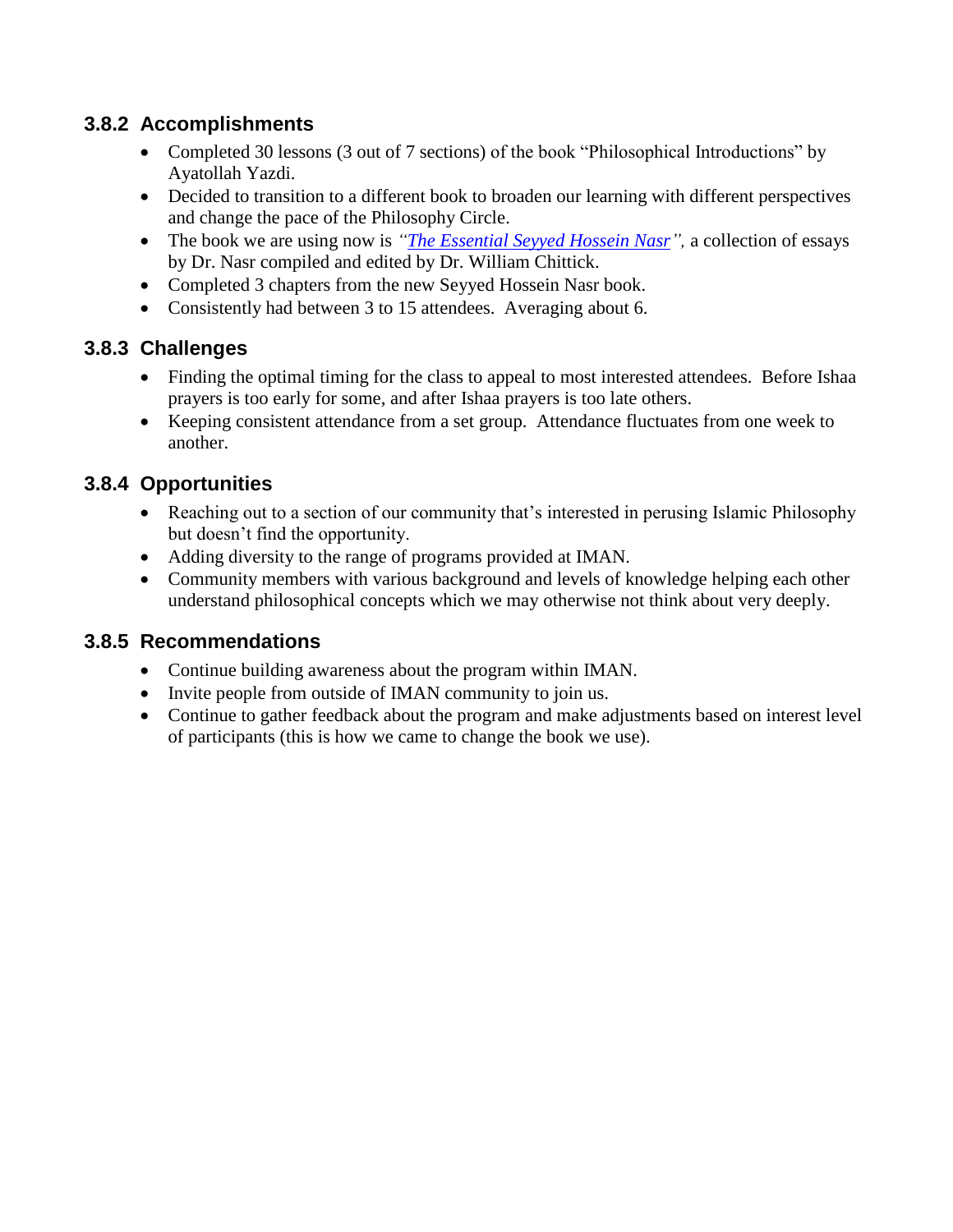### 3.8.2 Accomplishments

- Completed 30 lessons (3 out of 7 sections) of the book "Philosophical Introductions" by Ayatollah Yazdi.
- Decided to transition to a different book to broaden our learning with different perspectives and change the pace of the Philosophy Circle.
- The book we are using now is *"The Essential Seyyed Hossein Nasr"*, a collection of essays by Dr. Nasr compiled and edited by Dr. William Chittick.
- Completed 3 chapters from the new Seyyed Hossein Nasr book.
- Consistently had between 3 to 15 attendees. Averaging about 6.

### 3.8.3 Challenges

- Finding the optimal timing for the class to appeal to most interested attendees. Before Ishaa prayers is too early for some, and after Ishaa prayers is too late others.
- Keeping consistent attendance from a set group. Attendance fluctuates from one week to another.

### 3.8.4 Opportunities

- Reaching out to a section of our community that's interested in perusing Islamic Philosophy but doesn't find the opportunity.
- Adding diversity to the range of programs provided at IMAN.
- Community members with various background and levels of knowledge helping each other understand philosophical concepts which we may otherwise not think about very deeply.

### 3.8.5 Recommendations

- Continue building awareness about the program within IMAN.
- Invite people from outside of IMAN community to join us.
- Continue to gather feedback about the program and make adjustments based on interest level of participants (this is how we came to change the book we use).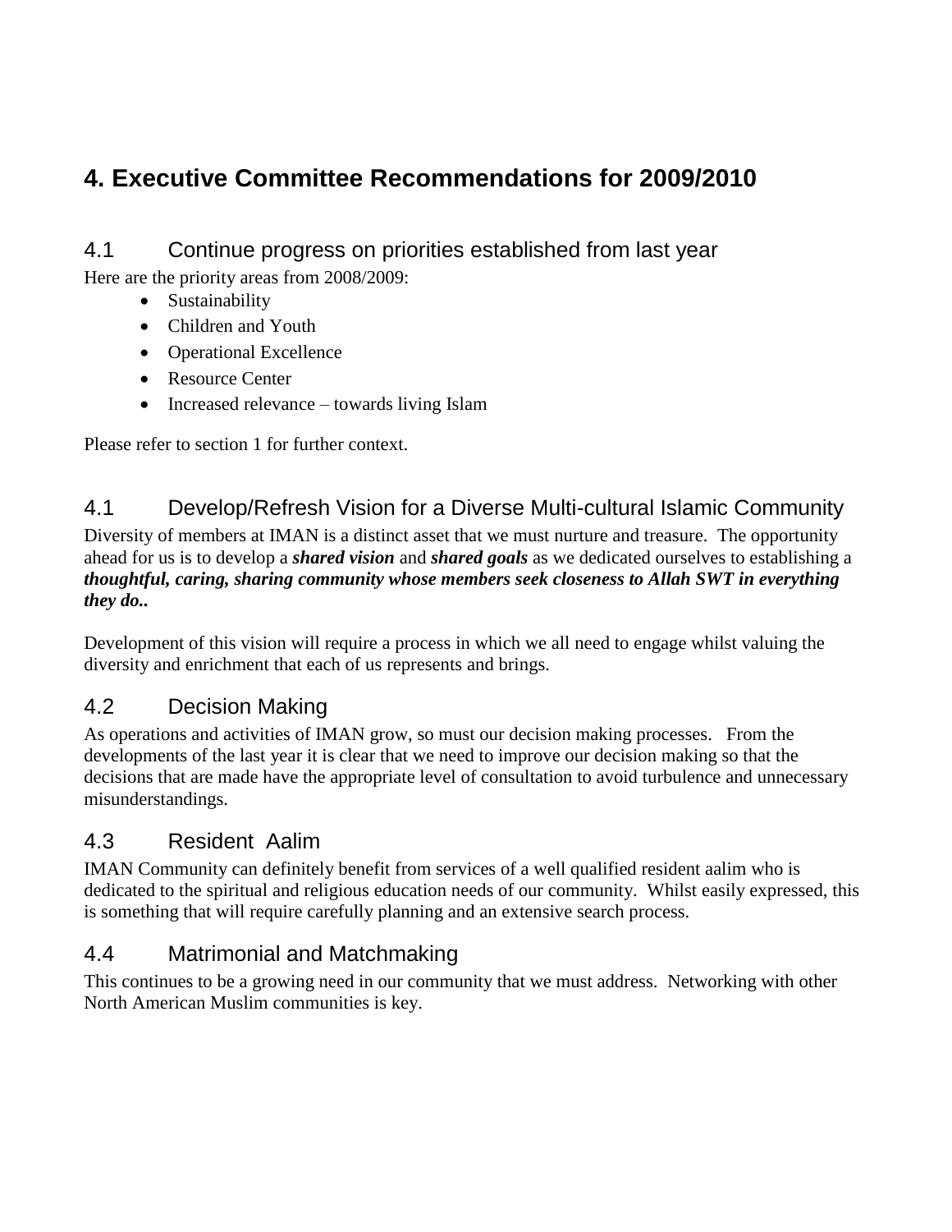## 4. Executive Committee Recommendations for 2009/2010

### 4.1 Continue progress on priorities established from last year

Here are the priority areas from 2008/2009:

- Sustainability
- Children and Youth
- Operational Excellence
- Resource Center
- Increased relevance – towards living Islam

Please refer to section 1 for further context.

### 4.1 Develop/Refresh Vision for a Diverse Multi-cultural Islamic Community

Diversity of members at IMAN is a distinct asset that we must nurture and treasure. The opportunity ahead for us is to develop a ***shared vision*** and ***shared goals*** as we dedicated ourselves to establishing a ***thoughtful, caring, sharing community whose members seek closeness to Allah SWT in everything they do..***

Development of this vision will require a process in which we all need to engage whilst valuing the diversity and enrichment that each of us represents and brings.

### 4.2 Decision Making

As operations and activities of IMAN grow, so must our decision making processes. From the developments of the last year it is clear that we need to improve our decision making so that the decisions that are made have the appropriate level of consultation to avoid turbulence and unnecessary misunderstandings.

### 4.3 Resident Aalim

IMAN Community can definitely benefit from services of a well qualified resident aalim who is dedicated to the spiritual and religious education needs of our community. Whilst easily expressed, this is something that will require carefully planning and an extensive search process.

### 4.4 Matrimonial and Matchmaking

This continues to be a growing need in our community that we must address. Networking with other North American Muslim communities is key.